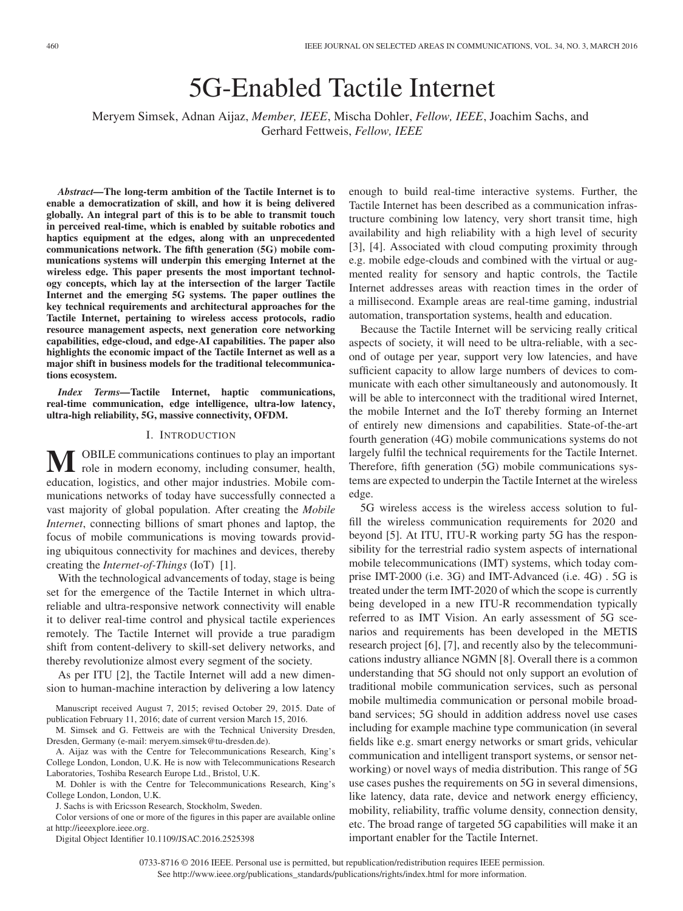# 5G-Enabled Tactile Internet

Meryem Simsek, Adnan Aijaz, *Member, IEEE*, Mischa Dohler, *Fellow, IEEE*, Joachim Sachs, and Gerhard Fettweis, *Fellow, IEEE*

***Abstract*—The long-term ambition of the Tactile Internet is to enable a democratization of skill, and how it is being delivered globally. An integral part of this is to be able to transmit touch in perceived real-time, which is enabled by suitable robotics and haptics equipment at the edges, along with an unprecedented communications network. The fifth generation (5G) mobile communications systems will underpin this emerging Internet at the wireless edge. This paper presents the most important technology concepts, which lay at the intersection of the larger Tactile Internet and the emerging 5G systems. The paper outlines the key technical requirements and architectural approaches for the Tactile Internet, pertaining to wireless access protocols, radio resource management aspects, next generation core networking capabilities, edge-cloud, and edge-AI capabilities. The paper also highlights the economic impact of the Tactile Internet as well as a major shift in business models for the traditional telecommunications ecosystem.**

***Index Terms*—Tactile Internet, haptic communications, real-time communication, edge intelligence, ultra-low latency, ultra-high reliability, 5G, massive connectivity, OFDM.**

## I. Introduction

Mobile communications continues to play an important role in modern economy, including consumer, health, education, logistics, and other major industries. Mobile communications networks of today have successfully connected a vast majority of global population. After creating the *Mobile Internet*, connecting billions of smart phones and laptop, the focus of mobile communications is moving towards providing ubiquitous connectivity for machines and devices, thereby creating the *Internet-of-Things* (IoT) [1].

With the technological advancements of today, stage is being set for the emergence of the Tactile Internet in which ultra-reliable and ultra-responsive network connectivity will enable it to deliver real-time control and physical tactile experiences remotely. The Tactile Internet will provide a true paradigm shift from content-delivery to skill-set delivery networks, and thereby revolutionize almost every segment of the society.

As per ITU [2], the Tactile Internet will add a new dimension to human-machine interaction by delivering a low latency enough to build real-time interactive systems. Further, the Tactile Internet has been described as a communication infrastructure combining low latency, very short transit time, high availability and high reliability with a high level of security [3], [4]. Associated with cloud computing proximity through e.g. mobile edge-clouds and combined with the virtual or augmented reality for sensory and haptic controls, the Tactile Internet addresses areas with reaction times in the order of a millisecond. Example areas are real-time gaming, industrial automation, transportation systems, health and education.

Because the Tactile Internet will be servicing really critical aspects of society, it will need to be ultra-reliable, with a second of outage per year, support very low latencies, and have sufficient capacity to allow large numbers of devices to communicate with each other simultaneously and autonomously. It will be able to interconnect with the traditional wired Internet, the mobile Internet and the IoT thereby forming an Internet of entirely new dimensions and capabilities. State-of-the-art fourth generation (4G) mobile communications systems do not largely fulfil the technical requirements for the Tactile Internet. Therefore, fifth generation (5G) mobile communications systems are expected to underpin the Tactile Internet at the wireless edge.

5G wireless access is the wireless access solution to fulfill the wireless communication requirements for 2020 and beyond [5]. At ITU, ITU-R working party 5G has the responsibility for the terrestrial radio system aspects of international mobile telecommunications (IMT) systems, which today comprise IMT-2000 (i.e. 3G) and IMT-Advanced (i.e. 4G) . 5G is treated under the term IMT-2020 of which the scope is currently being developed in a new ITU-R recommendation typically referred to as IMT Vision. An early assessment of 5G scenarios and requirements has been developed in the METIS research project [6], [7], and recently also by the telecommunications industry alliance NGMN [8]. Overall there is a common understanding that 5G should not only support an evolution of traditional mobile communication services, such as personal mobile multimedia communication or personal mobile broadband services; 5G should in addition address novel use cases including for example machine type communication (in several fields like e.g. smart energy networks or smart grids, vehicular communication and intelligent transport systems, or sensor networking) or novel ways of media distribution. This range of 5G use cases pushes the requirements on 5G in several dimensions, like latency, data rate, device and network energy efficiency, mobility, reliability, traffic volume density, connection density, etc. The broad range of targeted 5G capabilities will make it an important enabler for the Tactile Internet.

Manuscript received August 7, 2015; revised October 29, 2015. Date of publication February 11, 2016; date of current version March 15, 2016.

M. Simsek and G. Fettweis are with the Technical University Dresden, Dresden, Germany (e-mail: meryem.simsek@tu-dresden.de).

A. Aijaz was with the Centre for Telecommunications Research, King's College London, London, U.K. He is now with Telecommunications Research Laboratories, Toshiba Research Europe Ltd., Bristol, U.K.

M. Dohler is with the Centre for Telecommunications Research, King's College London, London, U.K.

J. Sachs is with Ericsson Research, Stockholm, Sweden.

Color versions of one or more of the figures in this paper are available online at http://ieeexplore.ieee.org.

Digital Object Identifier 10.1109/JSAC.2016.2525398

0733-8716 © 2016 IEEE. Personal use is permitted, but republication/redistribution requires IEEE permission. See http://www.ieee.org/publications_standards/publications/rights/index.html for more information.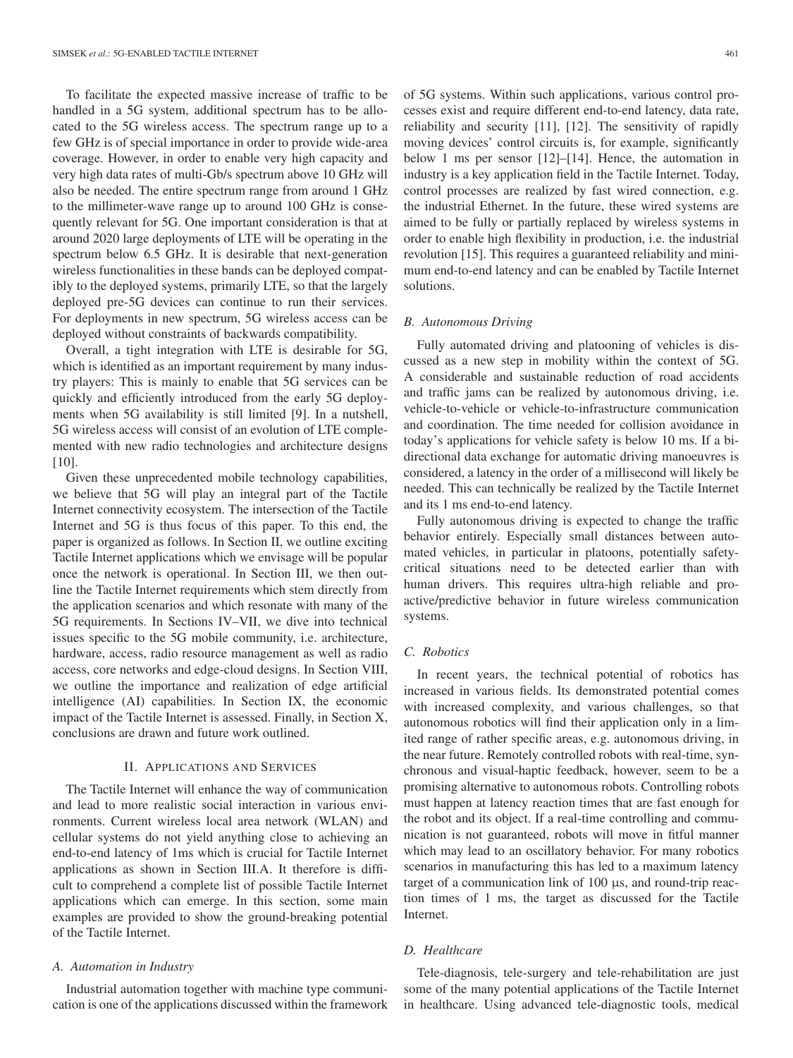To facilitate the expected massive increase of traffic to be handled in a 5G system, additional spectrum has to be allocated to the 5G wireless access. The spectrum range up to a few GHz is of special importance in order to provide wide-area coverage. However, in order to enable very high capacity and very high data rates of multi-Gb/s spectrum above 10 GHz will also be needed. The entire spectrum range from around 1 GHz to the millimeter-wave range up to around 100 GHz is consequently relevant for 5G. One important consideration is that at around 2020 large deployments of LTE will be operating in the spectrum below 6.5 GHz. It is desirable that next-generation wireless functionalities in these bands can be deployed compatibly to the deployed systems, primarily LTE, so that the largely deployed pre-5G devices can continue to run their services. For deployments in new spectrum, 5G wireless access can be deployed without constraints of backwards compatibility.

Overall, a tight integration with LTE is desirable for 5G, which is identified as an important requirement by many industry players: This is mainly to enable that 5G services can be quickly and efficiently introduced from the early 5G deployments when 5G availability is still limited [9]. In a nutshell, 5G wireless access will consist of an evolution of LTE complemented with new radio technologies and architecture designs [10].

Given these unprecedented mobile technology capabilities, we believe that 5G will play an integral part of the Tactile Internet connectivity ecosystem. The intersection of the Tactile Internet and 5G is thus focus of this paper. To this end, the paper is organized as follows. In Section II, we outline exciting Tactile Internet applications which we envisage will be popular once the network is operational. In Section III, we then outline the Tactile Internet requirements which stem directly from the application scenarios and which resonate with many of the 5G requirements. In Sections IV–VII, we dive into technical issues specific to the 5G mobile community, i.e. architecture, hardware, access, radio resource management as well as radio access, core networks and edge-cloud designs. In Section VIII, we outline the importance and realization of edge artificial intelligence (AI) capabilities. In Section IX, the economic impact of the Tactile Internet is assessed. Finally, in Section X, conclusions are drawn and future work outlined.

## II. Applications and Services

The Tactile Internet will enhance the way of communication and lead to more realistic social interaction in various environments. Current wireless local area network (WLAN) and cellular systems do not yield anything close to achieving an end-to-end latency of 1ms which is crucial for Tactile Internet applications as shown in Section III.A. It therefore is difficult to comprehend a complete list of possible Tactile Internet applications which can emerge. In this section, some main examples are provided to show the ground-breaking potential of the Tactile Internet.

### *A. Automation in Industry*

Industrial automation together with machine type communication is one of the applications discussed within the framework of 5G systems. Within such applications, various control processes exist and require different end-to-end latency, data rate, reliability and security [11], [12]. The sensitivity of rapidly moving devices' control circuits is, for example, significantly below 1 ms per sensor [12]–[14]. Hence, the automation in industry is a key application field in the Tactile Internet. Today, control processes are realized by fast wired connection, e.g. the industrial Ethernet. In the future, these wired systems are aimed to be fully or partially replaced by wireless systems in order to enable high flexibility in production, i.e. the industrial revolution [15]. This requires a guaranteed reliability and minimum end-to-end latency and can be enabled by Tactile Internet solutions.

### *B. Autonomous Driving*

Fully automated driving and platooning of vehicles is discussed as a new step in mobility within the context of 5G. A considerable and sustainable reduction of road accidents and traffic jams can be realized by autonomous driving, i.e. vehicle-to-vehicle or vehicle-to-infrastructure communication and coordination. The time needed for collision avoidance in today's applications for vehicle safety is below 10 ms. If a bi-directional data exchange for automatic driving manoeuvres is considered, a latency in the order of a millisecond will likely be needed. This can technically be realized by the Tactile Internet and its 1 ms end-to-end latency.

Fully autonomous driving is expected to change the traffic behavior entirely. Especially small distances between automated vehicles, in particular in platoons, potentially safety-critical situations need to be detected earlier than with human drivers. This requires ultra-high reliable and pro-active/predictive behavior in future wireless communication systems.

### *C. Robotics*

In recent years, the technical potential of robotics has increased in various fields. Its demonstrated potential comes with increased complexity, and various challenges, so that autonomous robotics will find their application only in a limited range of rather specific areas, e.g. autonomous driving, in the near future. Remotely controlled robots with real-time, synchronous and visual-haptic feedback, however, seem to be a promising alternative to autonomous robots. Controlling robots must happen at latency reaction times that are fast enough for the robot and its object. If a real-time controlling and communication is not guaranteed, robots will move in fitful manner which may lead to an oscillatory behavior. For many robotics scenarios in manufacturing this has led to a maximum latency target of a communication link of 100 μs, and round-trip reaction times of 1 ms, the target as discussed for the Tactile Internet.

### *D. Healthcare*

Tele-diagnosis, tele-surgery and tele-rehabilitation are just some of the many potential applications of the Tactile Internet in healthcare. Using advanced tele-diagnostic tools, medical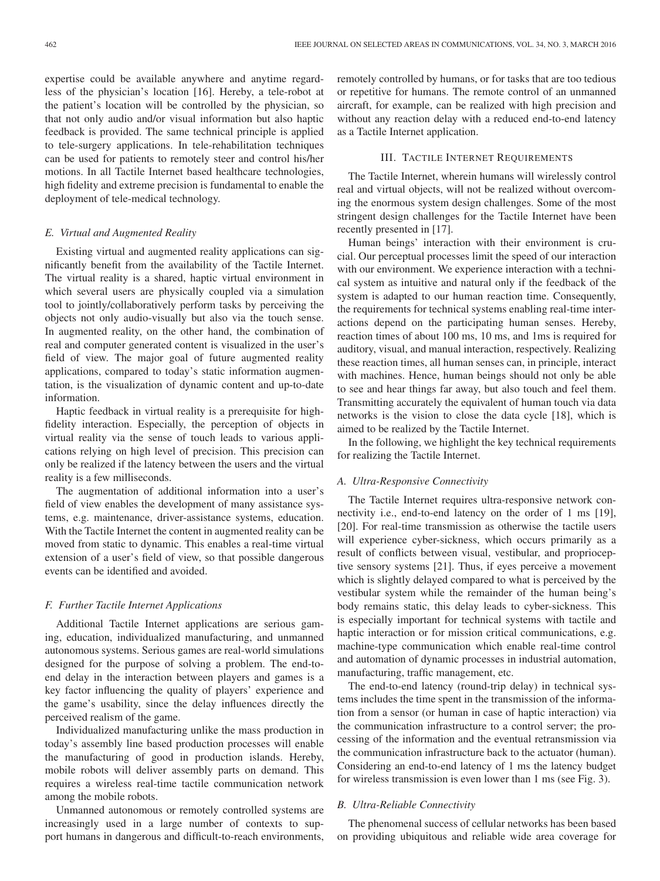expertise could be available anywhere and anytime regardless of the physician's location [16]. Hereby, a tele-robot at the patient's location will be controlled by the physician, so that not only audio and/or visual information but also haptic feedback is provided. The same technical principle is applied to tele-surgery applications. In tele-rehabilitation techniques can be used for patients to remotely steer and control his/her motions. In all Tactile Internet based healthcare technologies, high fidelity and extreme precision is fundamental to enable the deployment of tele-medical technology.

### *E. Virtual and Augmented Reality*

Existing virtual and augmented reality applications can significantly benefit from the availability of the Tactile Internet. The virtual reality is a shared, haptic virtual environment in which several users are physically coupled via a simulation tool to jointly/collaboratively perform tasks by perceiving the objects not only audio-visually but also via the touch sense. In augmented reality, on the other hand, the combination of real and computer generated content is visualized in the user's field of view. The major goal of future augmented reality applications, compared to today's static information augmentation, is the visualization of dynamic content and up-to-date information.

Haptic feedback in virtual reality is a prerequisite for high-fidelity interaction. Especially, the perception of objects in virtual reality via the sense of touch leads to various applications relying on high level of precision. This precision can only be realized if the latency between the users and the virtual reality is a few milliseconds.

The augmentation of additional information into a user's field of view enables the development of many assistance systems, e.g. maintenance, driver-assistance systems, education. With the Tactile Internet the content in augmented reality can be moved from static to dynamic. This enables a real-time virtual extension of a user's field of view, so that possible dangerous events can be identified and avoided.

### *F. Further Tactile Internet Applications*

Additional Tactile Internet applications are serious gaming, education, individualized manufacturing, and unmanned autonomous systems. Serious games are real-world simulations designed for the purpose of solving a problem. The end-to-end delay in the interaction between players and games is a key factor influencing the quality of players' experience and the game's usability, since the delay influences directly the perceived realism of the game.

Individualized manufacturing unlike the mass production in today's assembly line based production processes will enable the manufacturing of good in production islands. Hereby, mobile robots will deliver assembly parts on demand. This requires a wireless real-time tactile communication network among the mobile robots.

Unmanned autonomous or remotely controlled systems are increasingly used in a large number of contexts to support humans in dangerous and difficult-to-reach environments, remotely controlled by humans, or for tasks that are too tedious or repetitive for humans. The remote control of an unmanned aircraft, for example, can be realized with high precision and without any reaction delay with a reduced end-to-end latency as a Tactile Internet application.

## III. Tactile Internet Requirements

The Tactile Internet, wherein humans will wirelessly control real and virtual objects, will not be realized without overcoming the enormous system design challenges. Some of the most stringent design challenges for the Tactile Internet have been recently presented in [17].

Human beings' interaction with their environment is crucial. Our perceptual processes limit the speed of our interaction with our environment. We experience interaction with a technical system as intuitive and natural only if the feedback of the system is adapted to our human reaction time. Consequently, the requirements for technical systems enabling real-time interactions depend on the participating human senses. Hereby, reaction times of about 100 ms, 10 ms, and 1ms is required for auditory, visual, and manual interaction, respectively. Realizing these reaction times, all human senses can, in principle, interact with machines. Hence, human beings should not only be able to see and hear things far away, but also touch and feel them. Transmitting accurately the equivalent of human touch via data networks is the vision to close the data cycle [18], which is aimed to be realized by the Tactile Internet.

In the following, we highlight the key technical requirements for realizing the Tactile Internet.

### *A. Ultra-Responsive Connectivity*

The Tactile Internet requires ultra-responsive network connectivity i.e., end-to-end latency on the order of 1 ms [19], [20]. For real-time transmission as otherwise the tactile users will experience cyber-sickness, which occurs primarily as a result of conflicts between visual, vestibular, and proprioceptive sensory systems [21]. Thus, if eyes perceive a movement which is slightly delayed compared to what is perceived by the vestibular system while the remainder of the human being's body remains static, this delay leads to cyber-sickness. This is especially important for technical systems with tactile and haptic interaction or for mission critical communications, e.g. machine-type communication which enable real-time control and automation of dynamic processes in industrial automation, manufacturing, traffic management, etc.

The end-to-end latency (round-trip delay) in technical systems includes the time spent in the transmission of the information from a sensor (or human in case of haptic interaction) via the communication infrastructure to a control server; the processing of the information and the eventual retransmission via the communication infrastructure back to the actuator (human). Considering an end-to-end latency of 1 ms the latency budget for wireless transmission is even lower than 1 ms (see Fig. 3).

### *B. Ultra-Reliable Connectivity*

The phenomenal success of cellular networks has been based on providing ubiquitous and reliable wide area coverage for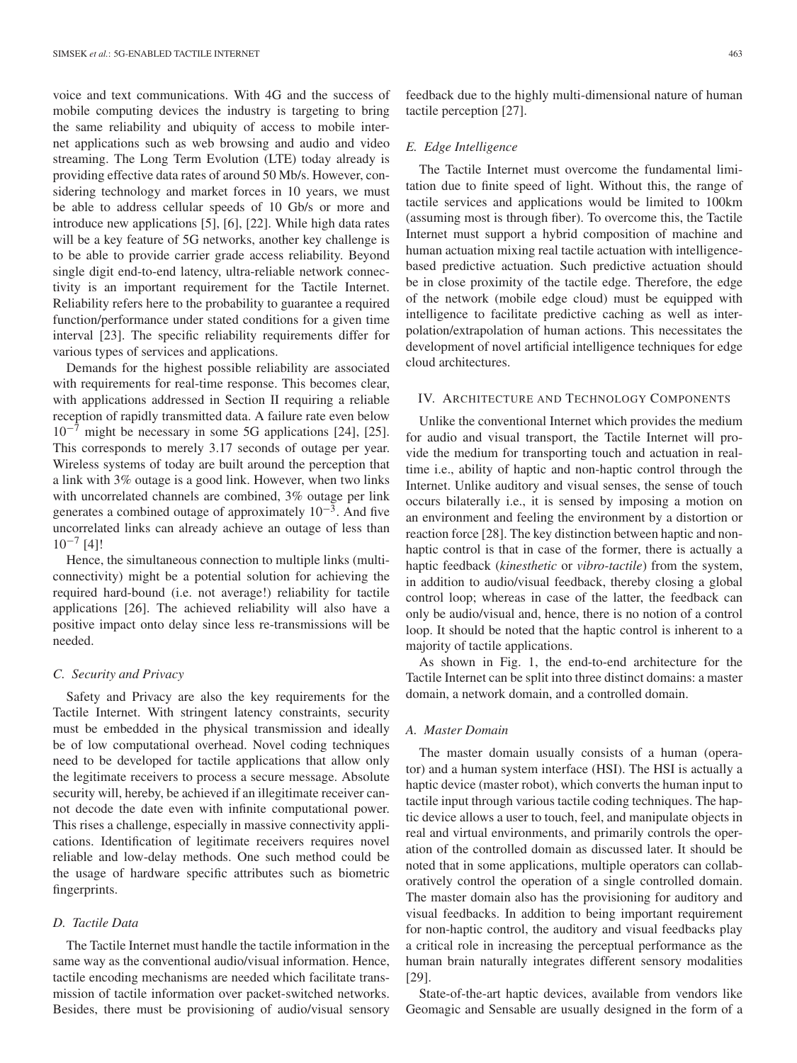voice and text communications. With 4G and the success of mobile computing devices the industry is targeting to bring the same reliability and ubiquity of access to mobile internet applications such as web browsing and audio and video streaming. The Long Term Evolution (LTE) today already is providing effective data rates of around 50 Mb/s. However, considering technology and market forces in 10 years, we must be able to address cellular speeds of 10 Gb/s or more and introduce new applications [5], [6], [22]. While high data rates will be a key feature of 5G networks, another key challenge is to be able to provide carrier grade access reliability. Beyond single digit end-to-end latency, ultra-reliable network connectivity is an important requirement for the Tactile Internet. Reliability refers here to the probability to guarantee a required function/performance under stated conditions for a given time interval [23]. The specific reliability requirements differ for various types of services and applications.

Demands for the highest possible reliability are associated with requirements for real-time response. This becomes clear, with applications addressed in Section II requiring a reliable reception of rapidly transmitted data. A failure rate even below $10^{-7}$ might be necessary in some 5G applications [24], [25]. This corresponds to merely 3.17 seconds of outage per year. Wireless systems of today are built around the perception that a link with 3% outage is a good link. However, when two links with uncorrelated channels are combined, 3% outage per link generates a combined outage of approximately $10^{-3}$. And five uncorrelated links can already achieve an outage of less than $10^{-7}$ [4]!

Hence, the simultaneous connection to multiple links (multi-connectivity) might be a potential solution for achieving the required hard-bound (i.e. not average!) reliability for tactile applications [26]. The achieved reliability will also have a positive impact onto delay since less re-transmissions will be needed.

### C. Security and Privacy

Safety and Privacy are also the key requirements for the Tactile Internet. With stringent latency constraints, security must be embedded in the physical transmission and ideally be of low computational overhead. Novel coding techniques need to be developed for tactile applications that allow only the legitimate receivers to process a secure message. Absolute security will, hereby, be achieved if an illegitimate receiver cannot decode the date even with infinite computational power. This rises a challenge, especially in massive connectivity applications. Identification of legitimate receivers requires novel reliable and low-delay methods. One such method could be the usage of hardware specific attributes such as biometric fingerprints.

### D. Tactile Data

The Tactile Internet must handle the tactile information in the same way as the conventional audio/visual information. Hence, tactile encoding mechanisms are needed which facilitate transmission of tactile information over packet-switched networks. Besides, there must be provisioning of audio/visual sensory feedback due to the highly multi-dimensional nature of human tactile perception [27].

### E. Edge Intelligence

The Tactile Internet must overcome the fundamental limitation due to finite speed of light. Without this, the range of tactile services and applications would be limited to 100km (assuming most is through fiber). To overcome this, the Tactile Internet must support a hybrid composition of machine and human actuation mixing real tactile actuation with intelligence-based predictive actuation. Such predictive actuation should be in close proximity of the tactile edge. Therefore, the edge of the network (mobile edge cloud) must be equipped with intelligence to facilitate predictive caching as well as interpolation/extrapolation of human actions. This necessitates the development of novel artificial intelligence techniques for edge cloud architectures.

## IV. Architecture and Technology Components

Unlike the conventional Internet which provides the medium for audio and visual transport, the Tactile Internet will provide the medium for transporting touch and actuation in real-time i.e., ability of haptic and non-haptic control through the Internet. Unlike auditory and visual senses, the sense of touch occurs bilaterally i.e., it is sensed by imposing a motion on an environment and feeling the environment by a distortion or reaction force [28]. The key distinction between haptic and non-haptic control is that in case of the former, there is actually a haptic feedback (*kinesthetic* or *vibro-tactile*) from the system, in addition to audio/visual feedback, thereby closing a global control loop; whereas in case of the latter, the feedback can only be audio/visual and, hence, there is no notion of a control loop. It should be noted that the haptic control is inherent to a majority of tactile applications.

As shown in Fig. 1, the end-to-end architecture for the Tactile Internet can be split into three distinct domains: a master domain, a network domain, and a controlled domain.

### A. Master Domain

The master domain usually consists of a human (operator) and a human system interface (HSI). The HSI is actually a haptic device (master robot), which converts the human input to tactile input through various tactile coding techniques. The haptic device allows a user to touch, feel, and manipulate objects in real and virtual environments, and primarily controls the operation of the controlled domain as discussed later. It should be noted that in some applications, multiple operators can collaboratively control the operation of a single controlled domain. The master domain also has the provisioning for auditory and visual feedbacks. In addition to being important requirement for non-haptic control, the auditory and visual feedbacks play a critical role in increasing the perceptual performance as the human brain naturally integrates different sensory modalities [29].

State-of-the-art haptic devices, available from vendors like Geomagic and Sensable are usually designed in the form of a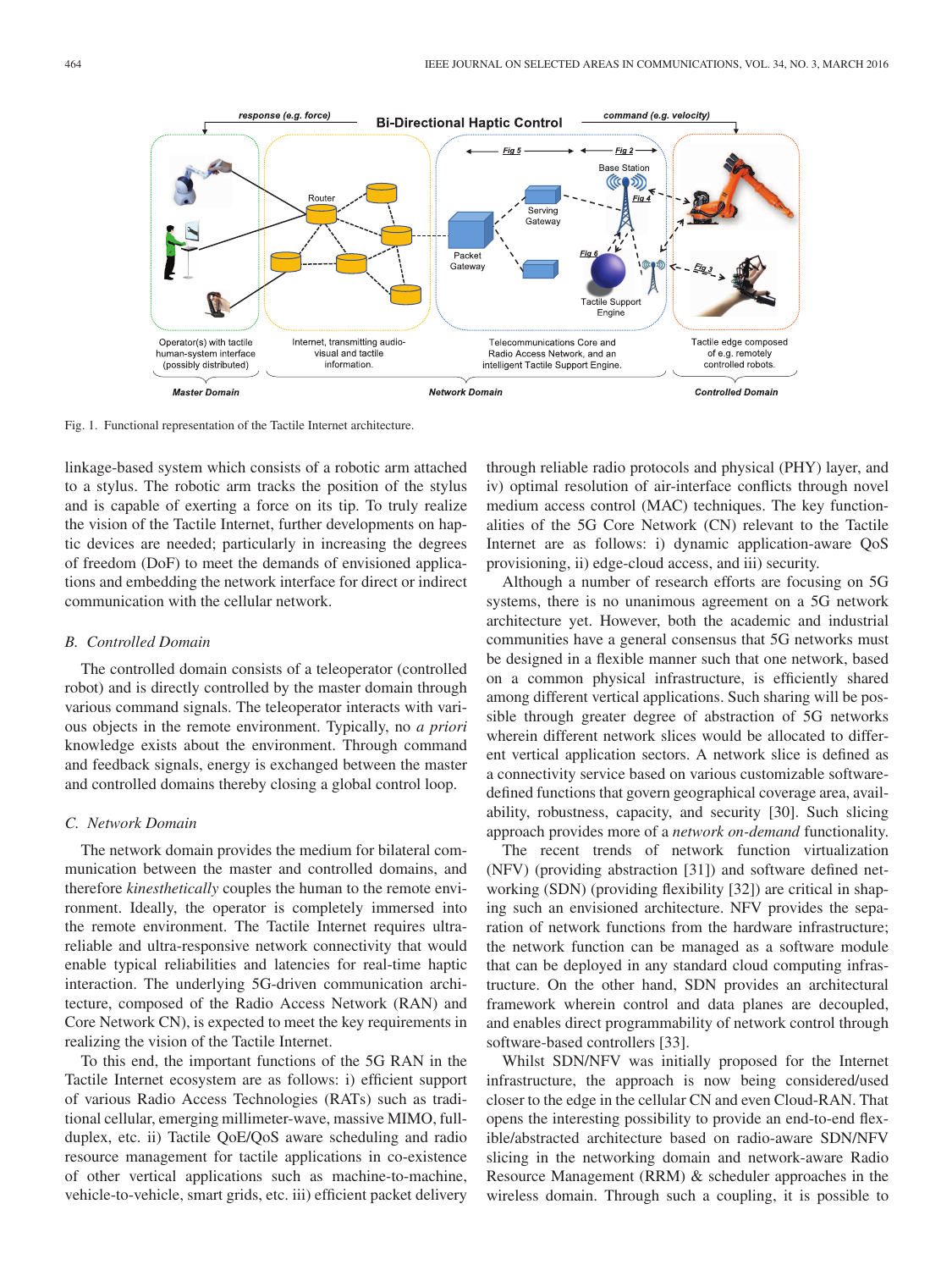Bi-Directional Haptic Control

response (e.g. force)

command (e.g. velocity)

Fig 5

Fig 2

Base Station

Fig 4

Router

Serving Gateway

Packet Gateway

Fig 6

Fig 3

Tactile Support Engine

Operator(s) with tactile human-system interface (possibly distributed)

Internet, transmitting audio-visual and tactile information.

Telecommunications Core and Radio Access Network, and an intelligent Tactile Support Engine.

Tactile edge composed of e.g. remotely controlled robots.

Master Domain

Network Domain

Controlled Domain

Fig. 1. Functional representation of the Tactile Internet architecture.

linkage-based system which consists of a robotic arm attached to a stylus. The robotic arm tracks the position of the stylus and is capable of exerting a force on its tip. To truly realize the vision of the Tactile Internet, further developments on haptic devices are needed; particularly in increasing the degrees of freedom (DoF) to meet the demands of envisioned applications and embedding the network interface for direct or indirect communication with the cellular network.

### B. Controlled Domain

The controlled domain consists of a teleoperator (controlled robot) and is directly controlled by the master domain through various command signals. The teleoperator interacts with various objects in the remote environment. Typically, no *a priori* knowledge exists about the environment. Through command and feedback signals, energy is exchanged between the master and controlled domains thereby closing a global control loop.

### C. Network Domain

The network domain provides the medium for bilateral communication between the master and controlled domains, and therefore *kinesthetically* couples the human to the remote environment. Ideally, the operator is completely immersed into the remote environment. The Tactile Internet requires ultra-reliable and ultra-responsive network connectivity that would enable typical reliabilities and latencies for real-time haptic interaction. The underlying 5G-driven communication architecture, composed of the Radio Access Network (RAN) and Core Network CN), is expected to meet the key requirements in realizing the vision of the Tactile Internet.

To this end, the important functions of the 5G RAN in the Tactile Internet ecosystem are as follows: i) efficient support of various Radio Access Technologies (RATs) such as traditional cellular, emerging millimeter-wave, massive MIMO, full-duplex, etc. ii) Tactile QoE/QoS aware scheduling and radio resource management for tactile applications in co-existence of other vertical applications such as machine-to-machine, vehicle-to-vehicle, smart grids, etc. iii) efficient packet delivery through reliable radio protocols and physical (PHY) layer, and iv) optimal resolution of air-interface conflicts through novel medium access control (MAC) techniques. The key functionalities of the 5G Core Network (CN) relevant to the Tactile Internet are as follows: i) dynamic application-aware QoS provisioning, ii) edge-cloud access, and iii) security.

Although a number of research efforts are focusing on 5G systems, there is no unanimous agreement on a 5G network architecture yet. However, both the academic and industrial communities have a general consensus that 5G networks must be designed in a flexible manner such that one network, based on a common physical infrastructure, is efficiently shared among different vertical applications. Such sharing will be possible through greater degree of abstraction of 5G networks wherein different network slices would be allocated to different vertical application sectors. A network slice is defined as a connectivity service based on various customizable software-defined functions that govern geographical coverage area, availability, robustness, capacity, and security [30]. Such slicing approach provides more of a *network on-demand* functionality.

The recent trends of network function virtualization (NFV) (providing abstraction [31]) and software defined networking (SDN) (providing flexibility [32]) are critical in shaping such an envisioned architecture. NFV provides the separation of network functions from the hardware infrastructure; the network function can be managed as a software module that can be deployed in any standard cloud computing infrastructure. On the other hand, SDN provides an architectural framework wherein control and data planes are decoupled, and enables direct programmability of network control through software-based controllers [33].

Whilst SDN/NFV was initially proposed for the Internet infrastructure, the approach is now being considered/used closer to the edge in the cellular CN and even Cloud-RAN. That opens the interesting possibility to provide an end-to-end flexible/abstracted architecture based on radio-aware SDN/NFV slicing in the networking domain and network-aware Radio Resource Management (RRM) & scheduler approaches in the wireless domain. Through such a coupling, it is possible to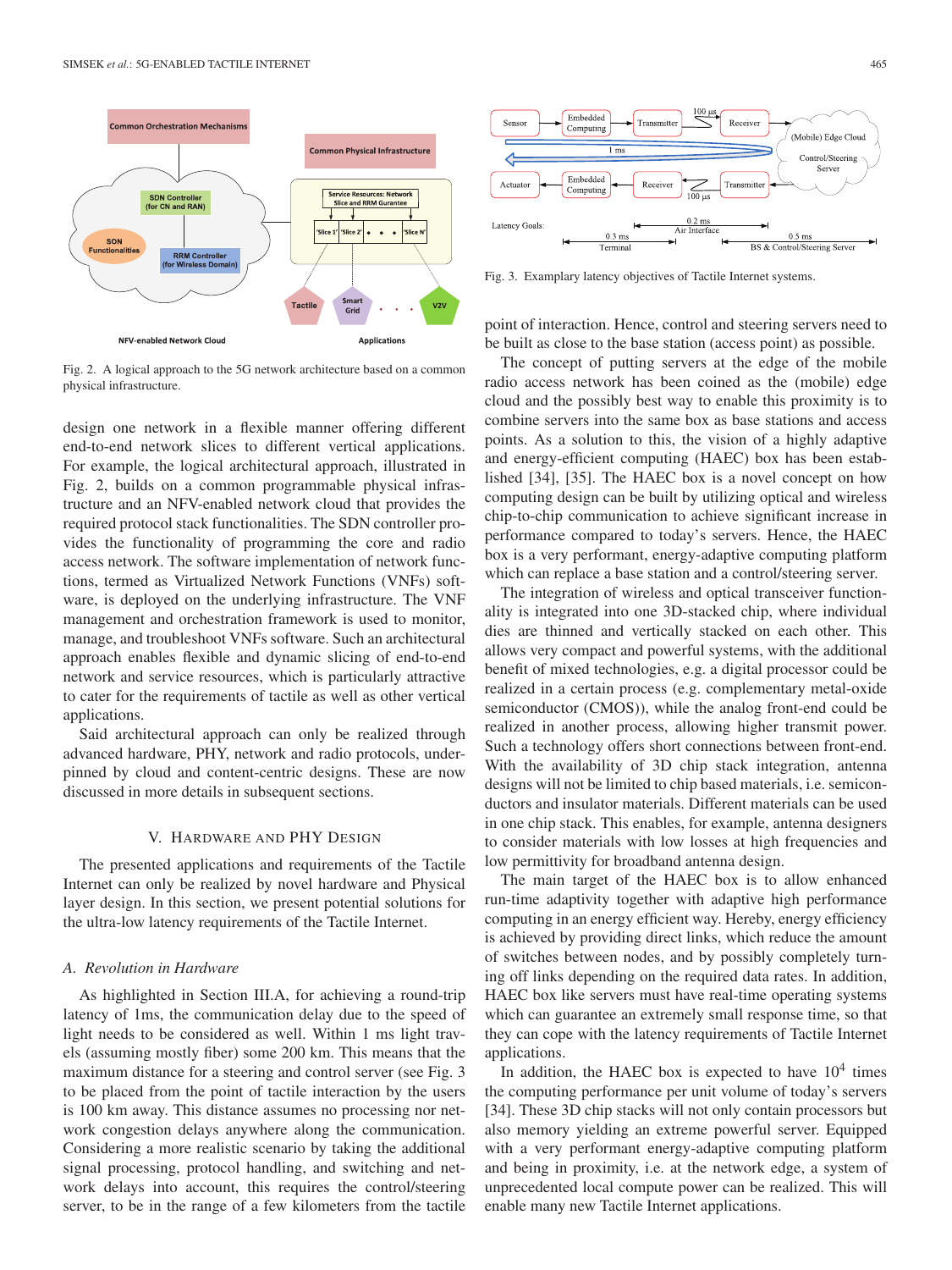Fig. 2. A logical approach to the 5G network architecture based on a common physical infrastructure.

design one network in a flexible manner offering different end-to-end network slices to different vertical applications. For example, the logical architectural approach, illustrated in Fig. 2, builds on a common programmable physical infrastructure and an NFV-enabled network cloud that provides the required protocol stack functionalities. The SDN controller provides the functionality of programming the core and radio access network. The software implementation of network functions, termed as Virtualized Network Functions (VNFs) software, is deployed on the underlying infrastructure. The VNF management and orchestration framework is used to monitor, manage, and troubleshoot VNFs software. Such an architectural approach enables flexible and dynamic slicing of end-to-end network and service resources, which is particularly attractive to cater for the requirements of tactile as well as other vertical applications.

Said architectural approach can only be realized through advanced hardware, PHY, network and radio protocols, underpinned by cloud and content-centric designs. These are now discussed in more details in subsequent sections.

## V. Hardware and PHY Design

The presented applications and requirements of the Tactile Internet can only be realized by novel hardware and Physical layer design. In this section, we present potential solutions for the ultra-low latency requirements of the Tactile Internet.

### *A. Revolution in Hardware*

As highlighted in Section III.A, for achieving a round-trip latency of 1ms, the communication delay due to the speed of light needs to be considered as well. Within 1 ms light travels (assuming mostly fiber) some 200 km. This means that the maximum distance for a steering and control server (see Fig. 3 to be placed from the point of tactile interaction by the users is 100 km away. This distance assumes no processing nor network congestion delays anywhere along the communication. Considering a more realistic scenario by taking the additional signal processing, protocol handling, and switching and network delays into account, this requires the control/steering server, to be in the range of a few kilometers from the tactile point of interaction. Hence, control and steering servers need to be built as close to the base station (access point) as possible.

Fig. 3. Examplary latency objectives of Tactile Internet systems.

The concept of putting servers at the edge of the mobile radio access network has been coined as the (mobile) edge cloud and the possibly best way to enable this proximity is to combine servers into the same box as base stations and access points. As a solution to this, the vision of a highly adaptive and energy-efficient computing (HAEC) box has been established [34], [35]. The HAEC box is a novel concept on how computing design can be built by utilizing optical and wireless chip-to-chip communication to achieve significant increase in performance compared to today's servers. Hence, the HAEC box is a very performant, energy-adaptive computing platform which can replace a base station and a control/steering server.

The integration of wireless and optical transceiver functionality is integrated into one 3D-stacked chip, where individual dies are thinned and vertically stacked on each other. This allows very compact and powerful systems, with the additional benefit of mixed technologies, e.g. a digital processor could be realized in a certain process (e.g. complementary metal-oxide semiconductor (CMOS)), while the analog front-end could be realized in another process, allowing higher transmit power. Such a technology offers short connections between front-end. With the availability of 3D chip stack integration, antenna designs will not be limited to chip based materials, i.e. semiconductors and insulator materials. Different materials can be used in one chip stack. This enables, for example, antenna designers to consider materials with low losses at high frequencies and low permittivity for broadband antenna design.

The main target of the HAEC box is to allow enhanced run-time adaptivity together with adaptive high performance computing in an energy efficient way. Hereby, energy efficiency is achieved by providing direct links, which reduce the amount of switches between nodes, and by possibly completely turning off links depending on the required data rates. In addition, HAEC box like servers must have real-time operating systems which can guarantee an extremely small response time, so that they can cope with the latency requirements of Tactile Internet applications.

In addition, the HAEC box is expected to have $10^4$ times the computing performance per unit volume of today's servers [34]. These 3D chip stacks will not only contain processors but also memory yielding an extreme powerful server. Equipped with a very performant energy-adaptive computing platform and being in proximity, i.e. at the network edge, a system of unprecedented local compute power can be realized. This will enable many new Tactile Internet applications.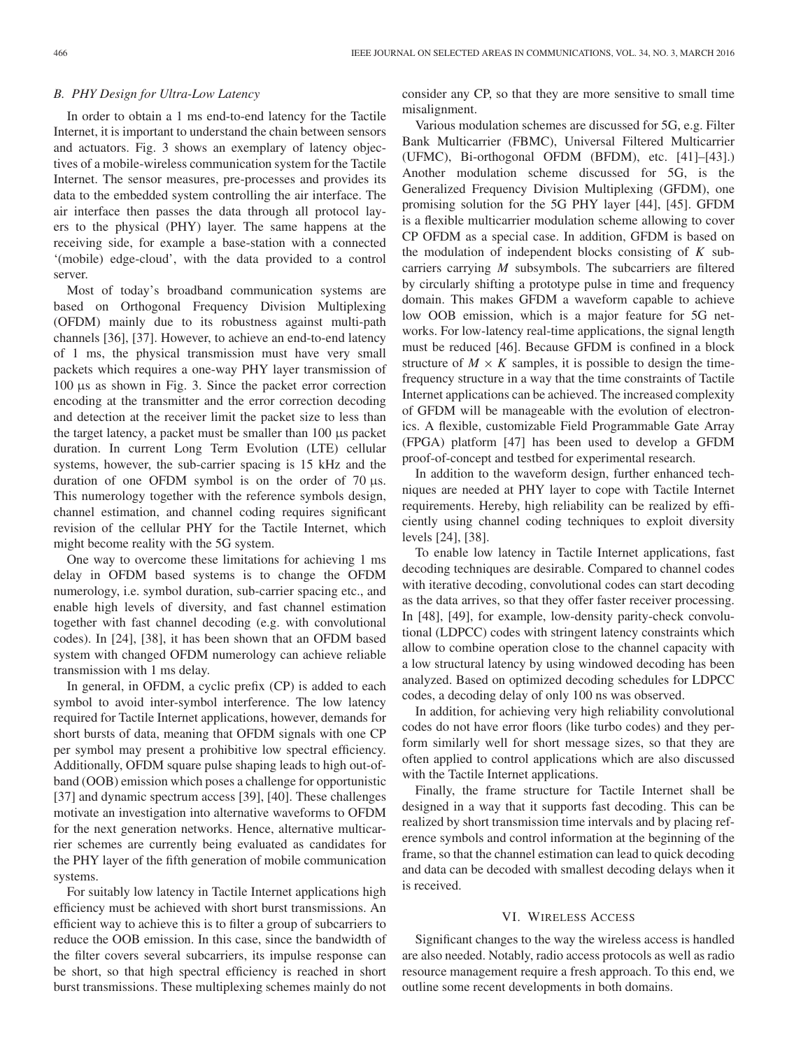### B. PHY Design for Ultra-Low Latency

In order to obtain a 1 ms end-to-end latency for the Tactile Internet, it is important to understand the chain between sensors and actuators. Fig. 3 shows an exemplary of latency objectives of a mobile-wireless communication system for the Tactile Internet. The sensor measures, pre-processes and provides its data to the embedded system controlling the air interface. The air interface then passes the data through all protocol layers to the physical (PHY) layer. The same happens at the receiving side, for example a base-station with a connected '(mobile) edge-cloud', with the data provided to a control server.

Most of today's broadband communication systems are based on Orthogonal Frequency Division Multiplexing (OFDM) mainly due to its robustness against multi-path channels [36], [37]. However, to achieve an end-to-end latency of 1 ms, the physical transmission must have very small packets which requires a one-way PHY layer transmission of 100 μs as shown in Fig. 3. Since the packet error correction encoding at the transmitter and the error correction decoding and detection at the receiver limit the packet size to less than the target latency, a packet must be smaller than 100 μs packet duration. In current Long Term Evolution (LTE) cellular systems, however, the sub-carrier spacing is 15 kHz and the duration of one OFDM symbol is on the order of 70 μs. This numerology together with the reference symbols design, channel estimation, and channel coding requires significant revision of the cellular PHY for the Tactile Internet, which might become reality with the 5G system.

One way to overcome these limitations for achieving 1 ms delay in OFDM based systems is to change the OFDM numerology, i.e. symbol duration, sub-carrier spacing etc., and enable high levels of diversity, and fast channel estimation together with fast channel decoding (e.g. with convolutional codes). In [24], [38], it has been shown that an OFDM based system with changed OFDM numerology can achieve reliable transmission with 1 ms delay.

In general, in OFDM, a cyclic prefix (CP) is added to each symbol to avoid inter-symbol interference. The low latency required for Tactile Internet applications, however, demands for short bursts of data, meaning that OFDM signals with one CP per symbol may present a prohibitive low spectral efficiency. Additionally, OFDM square pulse shaping leads to high out-of-band (OOB) emission which poses a challenge for opportunistic [37] and dynamic spectrum access [39], [40]. These challenges motivate an investigation into alternative waveforms to OFDM for the next generation networks. Hence, alternative multicarrier schemes are currently being evaluated as candidates for the PHY layer of the fifth generation of mobile communication systems.

For suitably low latency in Tactile Internet applications high efficiency must be achieved with short burst transmissions. An efficient way to achieve this is to filter a group of subcarriers to reduce the OOB emission. In this case, since the bandwidth of the filter covers several subcarriers, its impulse response can be short, so that high spectral efficiency is reached in short burst transmissions. These multiplexing schemes mainly do not consider any CP, so that they are more sensitive to small time misalignment.

Various modulation schemes are discussed for 5G, e.g. Filter Bank Multicarrier (FBMC), Universal Filtered Multicarrier (UFMC), Bi-orthogonal OFDM (BFDM), etc. [41]–[43].) Another modulation scheme discussed for 5G, is the Generalized Frequency Division Multiplexing (GFDM), one promising solution for the 5G PHY layer [44], [45]. GFDM is a flexible multicarrier modulation scheme allowing to cover CP OFDM as a special case. In addition, GFDM is based on the modulation of independent blocks consisting of $K$ subcarriers carrying $M$ subsymbols. The subcarriers are filtered by circularly shifting a prototype pulse in time and frequency domain. This makes GFDM a waveform capable to achieve low OOB emission, which is a major feature for 5G networks. For low-latency real-time applications, the signal length must be reduced [46]. Because GFDM is confined in a block structure of $M \times K$ samples, it is possible to design the time-frequency structure in a way that the time constraints of Tactile Internet applications can be achieved. The increased complexity of GFDM will be manageable with the evolution of electronics. A flexible, customizable Field Programmable Gate Array (FPGA) platform [47] has been used to develop a GFDM proof-of-concept and testbed for experimental research.

In addition to the waveform design, further enhanced techniques are needed at PHY layer to cope with Tactile Internet requirements. Hereby, high reliability can be realized by efficiently using channel coding techniques to exploit diversity levels [24], [38].

To enable low latency in Tactile Internet applications, fast decoding techniques are desirable. Compared to channel codes with iterative decoding, convolutional codes can start decoding as the data arrives, so that they offer faster receiver processing. In [48], [49], for example, low-density parity-check convolutional (LDPCC) codes with stringent latency constraints which allow to combine operation close to the channel capacity with a low structural latency by using windowed decoding has been analyzed. Based on optimized decoding schedules for LDPCC codes, a decoding delay of only 100 ns was observed.

In addition, for achieving very high reliability convolutional codes do not have error floors (like turbo codes) and they perform similarly well for short message sizes, so that they are often applied to control applications which are also discussed with the Tactile Internet applications.

Finally, the frame structure for Tactile Internet shall be designed in a way that it supports fast decoding. This can be realized by short transmission time intervals and by placing reference symbols and control information at the beginning of the frame, so that the channel estimation can lead to quick decoding and data can be decoded with smallest decoding delays when it is received.

## VI. Wireless Access

Significant changes to the way the wireless access is handled are also needed. Notably, radio access protocols as well as radio resource management require a fresh approach. To this end, we outline some recent developments in both domains.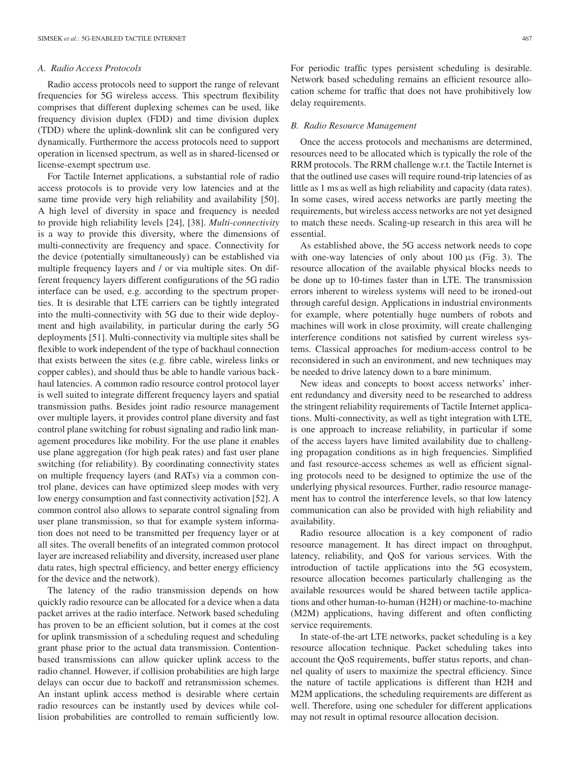### A. Radio Access Protocols

Radio access protocols need to support the range of relevant frequencies for 5G wireless access. This spectrum flexibility comprises that different duplexing schemes can be used, like frequency division duplex (FDD) and time division duplex (TDD) where the uplink-downlink slit can be configured very dynamically. Furthermore the access protocols need to support operation in licensed spectrum, as well as in shared-licensed or license-exempt spectrum use.

For Tactile Internet applications, a substantial role of radio access protocols is to provide very low latencies and at the same time provide very high reliability and availability [50]. A high level of diversity in space and frequency is needed to provide high reliability levels [24], [38]. *Multi-connectivity* is a way to provide this diversity, where the dimensions of multi-connectivity are frequency and space. Connectivity for the device (potentially simultaneously) can be established via multiple frequency layers and / or via multiple sites. On different frequency layers different configurations of the 5G radio interface can be used, e.g. according to the spectrum properties. It is desirable that LTE carriers can be tightly integrated into the multi-connectivity with 5G due to their wide deployment and high availability, in particular during the early 5G deployments [51]. Multi-connectivity via multiple sites shall be flexible to work independent of the type of backhaul connection that exists between the sites (e.g. fibre cable, wireless links or copper cables), and should thus be able to handle various backhaul latencies. A common radio resource control protocol layer is well suited to integrate different frequency layers and spatial transmission paths. Besides joint radio resource management over multiple layers, it provides control plane diversity and fast control plane switching for robust signaling and radio link management procedures like mobility. For the use plane it enables use plane aggregation (for high peak rates) and fast user plane switching (for reliability). By coordinating connectivity states on multiple frequency layers (and RATs) via a common control plane, devices can have optimized sleep modes with very low energy consumption and fast connectivity activation [52]. A common control also allows to separate control signaling from user plane transmission, so that for example system information does not need to be transmitted per frequency layer or at all sites. The overall benefits of an integrated common protocol layer are increased reliability and diversity, increased user plane data rates, high spectral efficiency, and better energy efficiency for the device and the network).

The latency of the radio transmission depends on how quickly radio resource can be allocated for a device when a data packet arrives at the radio interface. Network based scheduling has proven to be an efficient solution, but it comes at the cost for uplink transmission of a scheduling request and scheduling grant phase prior to the actual data transmission. Contention-based transmissions can allow quicker uplink access to the radio channel. However, if collision probabilities are high large delays can occur due to backoff and retransmission schemes. An instant uplink access method is desirable where certain radio resources can be instantly used by devices while collision probabilities are controlled to remain sufficiently low. For periodic traffic types persistent scheduling is desirable. Network based scheduling remains an efficient resource allocation scheme for traffic that does not have prohibitively low delay requirements.

### B. Radio Resource Management

Once the access protocols and mechanisms are determined, resources need to be allocated which is typically the role of the RRM protocols. The RRM challenge w.r.t. the Tactile Internet is that the outlined use cases will require round-trip latencies of as little as 1 ms as well as high reliability and capacity (data rates). In some cases, wired access networks are partly meeting the requirements, but wireless access networks are not yet designed to match these needs. Scaling-up research in this area will be essential.

As established above, the 5G access network needs to cope with one-way latencies of only about 100 μs (Fig. 3). The resource allocation of the available physical blocks needs to be done up to 10-times faster than in LTE. The transmission errors inherent to wireless systems will need to be ironed-out through careful design. Applications in industrial environments for example, where potentially huge numbers of robots and machines will work in close proximity, will create challenging interference conditions not satisfied by current wireless systems. Classical approaches for medium-access control to be reconsidered in such an environment, and new techniques may be needed to drive latency down to a bare minimum.

New ideas and concepts to boost access networks' inherent redundancy and diversity need to be researched to address the stringent reliability requirements of Tactile Internet applications. Multi-connectivity, as well as tight integration with LTE, is one approach to increase reliability, in particular if some of the access layers have limited availability due to challenging propagation conditions as in high frequencies. Simplified and fast resource-access schemes as well as efficient signaling protocols need to be designed to optimize the use of the underlying physical resources. Further, radio resource management has to control the interference levels, so that low latency communication can also be provided with high reliability and availability.

Radio resource allocation is a key component of radio resource management. It has direct impact on throughput, latency, reliability, and QoS for various services. With the introduction of tactile applications into the 5G ecosystem, resource allocation becomes particularly challenging as the available resources would be shared between tactile applications and other human-to-human (H2H) or machine-to-machine (M2M) applications, having different and often conflicting service requirements.

In state-of-the-art LTE networks, packet scheduling is a key resource allocation technique. Packet scheduling takes into account the QoS requirements, buffer status reports, and channel quality of users to maximize the spectral efficiency. Since the nature of tactile applications is different than H2H and M2M applications, the scheduling requirements are different as well. Therefore, using one scheduler for different applications may not result in optimal resource allocation decision.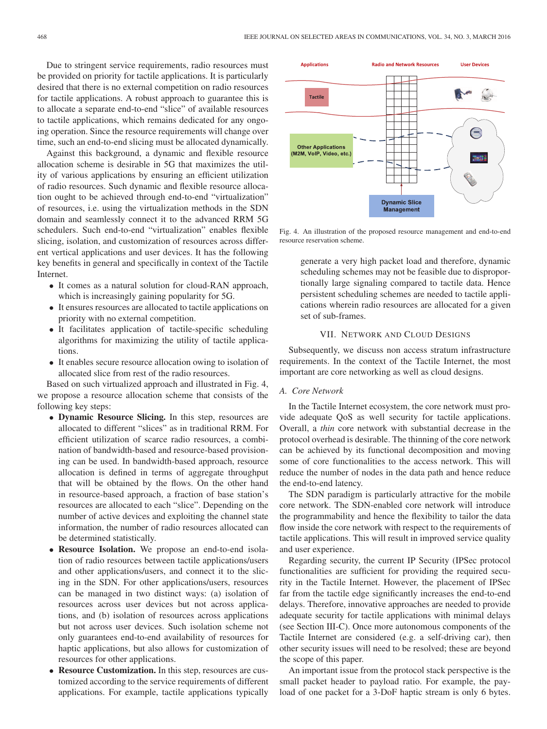Due to stringent service requirements, radio resources must be provided on priority for tactile applications. It is particularly desired that there is no external competition on radio resources for tactile applications. A robust approach to guarantee this is to allocate a separate end-to-end "slice" of available resources to tactile applications, which remains dedicated for any ongoing operation. Since the resource requirements will change over time, such an end-to-end slicing must be allocated dynamically.

Against this background, a dynamic and flexible resource allocation scheme is desirable in 5G that maximizes the utility of various applications by ensuring an efficient utilization of radio resources. Such dynamic and flexible resource allocation ought to be achieved through end-to-end "virtualization" of resources, i.e. using the virtualization methods in the SDN domain and seamlessly connect it to the advanced RRM 5G schedulers. Such end-to-end "virtualization" enables flexible slicing, isolation, and customization of resources across different vertical applications and user devices. It has the following key benefits in general and specifically in context of the Tactile Internet.

- It comes as a natural solution for cloud-RAN approach, which is increasingly gaining popularity for 5G.
- It ensures resources are allocated to tactile applications on priority with no external competition.
- It facilitates application of tactile-specific scheduling algorithms for maximizing the utility of tactile applications.
- It enables secure resource allocation owing to isolation of allocated slice from rest of the radio resources.

Based on such virtualized approach and illustrated in Fig. 4, we propose a resource allocation scheme that consists of the following key steps:

- **Dynamic Resource Slicing.** In this step, resources are allocated to different "slices" as in traditional RRM. For efficient utilization of scarce radio resources, a combination of bandwidth-based and resource-based provisioning can be used. In bandwidth-based approach, resource allocation is defined in terms of aggregate throughput that will be obtained by the flows. On the other hand in resource-based approach, a fraction of base station's resources are allocated to each "slice". Depending on the number of active devices and exploiting the channel state information, the number of radio resources allocated can be determined statistically.
- **Resource Isolation.** We propose an end-to-end isolation of radio resources between tactile applications/users and other applications/users, and connect it to the slicing in the SDN. For other applications/users, resources can be managed in two distinct ways: (a) isolation of resources across user devices but not across applications, and (b) isolation of resources across applications but not across user devices. Such isolation scheme not only guarantees end-to-end availability of resources for haptic applications, but also allows for customization of resources for other applications.
- **Resource Customization.** In this step, resources are customized according to the service requirements of different applications. For example, tactile applications typically generate a very high packet load and therefore, dynamic scheduling schemes may not be feasible due to disproportionally large signaling compared to tactile data. Hence persistent scheduling schemes are needed to tactile applications wherein radio resources are allocated for a given set of sub-frames.

Applications
Radio and Network Resources
User Devices
Tactile
Other Applications (M2M, VoIP, Video, etc.)
Dynamic Slice Management

Fig. 4. An illustration of the proposed resource management and end-to-end resource reservation scheme.

## VII. Network and Cloud Designs

Subsequently, we discuss non access stratum infrastructure requirements. In the context of the Tactile Internet, the most important are core networking as well as cloud designs.

### A. Core Network

In the Tactile Internet ecosystem, the core network must provide adequate QoS as well security for tactile applications. Overall, a *thin* core network with substantial decrease in the protocol overhead is desirable. The thinning of the core network can be achieved by its functional decomposition and moving some of core functionalities to the access network. This will reduce the number of nodes in the data path and hence reduce the end-to-end latency.

The SDN paradigm is particularly attractive for the mobile core network. The SDN-enabled core network will introduce the programmability and hence the flexibility to tailor the data flow inside the core network with respect to the requirements of tactile applications. This will result in improved service quality and user experience.

Regarding security, the current IP Security (IPSec protocol functionalities are sufficient for providing the required security in the Tactile Internet. However, the placement of IPSec far from the tactile edge significantly increases the end-to-end delays. Therefore, innovative approaches are needed to provide adequate security for tactile applications with minimal delays (see Section III-C). Once more autonomous components of the Tactile Internet are considered (e.g. a self-driving car), then other security issues will need to be resolved; these are beyond the scope of this paper.

An important issue from the protocol stack perspective is the small packet header to payload ratio. For example, the payload of one packet for a 3-DoF haptic stream is only 6 bytes.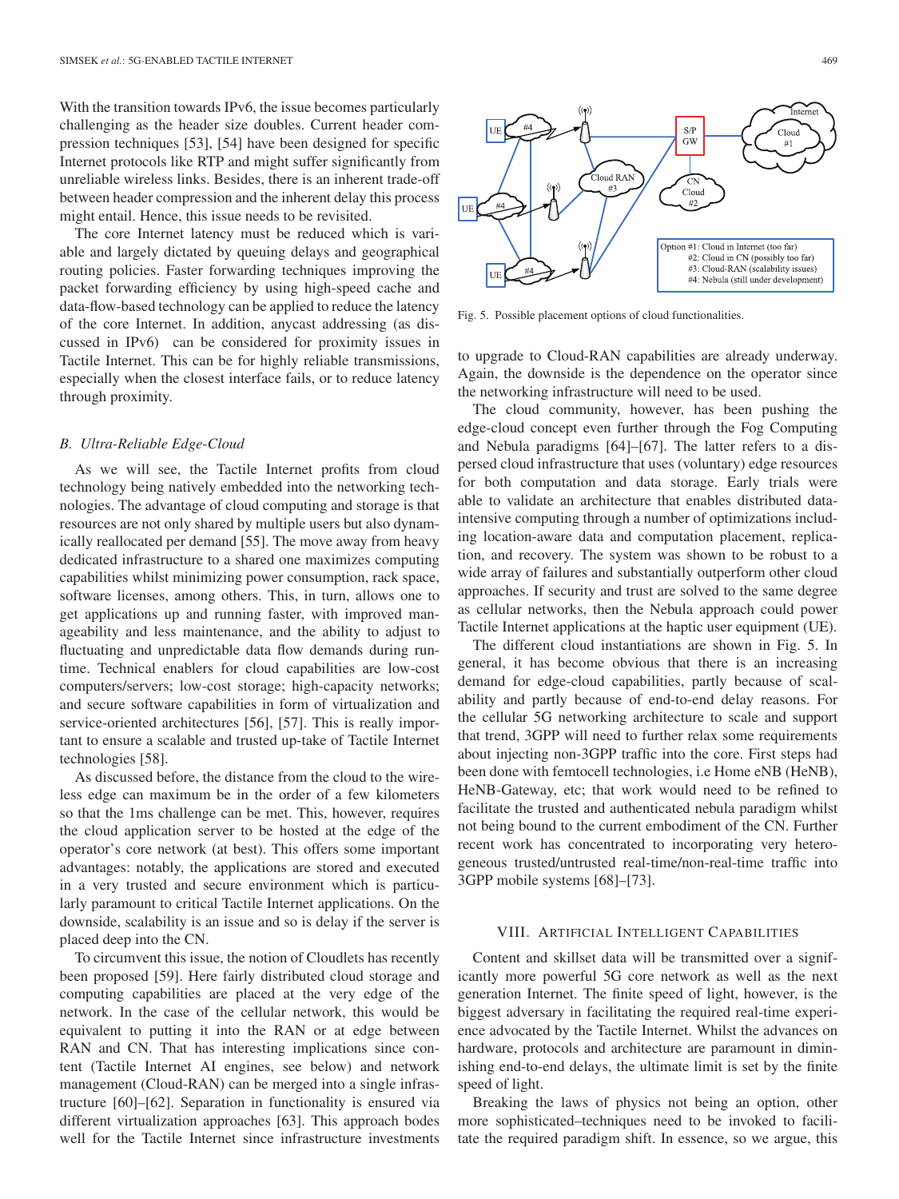With the transition towards IPv6, the issue becomes particularly challenging as the header size doubles. Current header compression techniques [53], [54] have been designed for specific Internet protocols like RTP and might suffer significantly from unreliable wireless links. Besides, there is an inherent trade-off between header compression and the inherent delay this process might entail. Hence, this issue needs to be revisited.

The core Internet latency must be reduced which is variable and largely dictated by queuing delays and geographical routing policies. Faster forwarding techniques improving the packet forwarding efficiency by using high-speed cache and data-flow-based technology can be applied to reduce the latency of the core Internet. In addition, anycast addressing (as discussed in IPv6) can be considered for proximity issues in Tactile Internet. This can be for highly reliable transmissions, especially when the closest interface fails, or to reduce latency through proximity.

### B. Ultra-Reliable Edge-Cloud

As we will see, the Tactile Internet profits from cloud technology being natively embedded into the networking technologies. The advantage of cloud computing and storage is that resources are not only shared by multiple users but also dynamically reallocated per demand [55]. The move away from heavy dedicated infrastructure to a shared one maximizes computing capabilities whilst minimizing power consumption, rack space, software licenses, among others. This, in turn, allows one to get applications up and running faster, with improved manageability and less maintenance, and the ability to adjust to fluctuating and unpredictable data flow demands during runtime. Technical enablers for cloud capabilities are low-cost computers/servers; low-cost storage; high-capacity networks; and secure software capabilities in form of virtualization and service-oriented architectures [56], [57]. This is really important to ensure a scalable and trusted up-take of Tactile Internet technologies [58].

As discussed before, the distance from the cloud to the wireless edge can maximum be in the order of a few kilometers so that the 1ms challenge can be met. This, however, requires the cloud application server to be hosted at the edge of the operator's core network (at best). This offers some important advantages: notably, the applications are stored and executed in a very trusted and secure environment which is particularly paramount to critical Tactile Internet applications. On the downside, scalability is an issue and so is delay if the server is placed deep into the CN.

To circumvent this issue, the notion of Cloudlets has recently been proposed [59]. Here fairly distributed cloud storage and computing capabilities are placed at the very edge of the network. In the case of the cellular network, this would be equivalent to putting it into the RAN or at edge between RAN and CN. That has interesting implications since content (Tactile Internet AI engines, see below) and network management (Cloud-RAN) can be merged into a single infrastructure [60]–[62]. Separation in functionality is ensured via different virtualization approaches [63]. This approach bodes well for the Tactile Internet since infrastructure investments to upgrade to Cloud-RAN capabilities are already underway. Again, the downside is the dependence on the operator since the networking infrastructure will need to be used.

The cloud community, however, has been pushing the edge-cloud concept even further through the Fog Computing and Nebula paradigms [64]–[67]. The latter refers to a dispersed cloud infrastructure that uses (voluntary) edge resources for both computation and data storage. Early trials were able to validate an architecture that enables distributed data-intensive computing through a number of optimizations including location-aware data and computation placement, replication, and recovery. The system was shown to be robust to a wide array of failures and substantially outperform other cloud approaches. If security and trust are solved to the same degree as cellular networks, then the Nebula approach could power Tactile Internet applications at the haptic user equipment (UE).

Fig. 5. Possible placement options of cloud functionalities.

The different cloud instantiations are shown in Fig. 5. In general, it has become obvious that there is an increasing demand for edge-cloud capabilities, partly because of scalability and partly because of end-to-end delay reasons. For the cellular 5G networking architecture to scale and support that trend, 3GPP will need to further relax some requirements about injecting non-3GPP traffic into the core. First steps had been done with femtocell technologies, i.e Home eNB (HeNB), HeNB-Gateway, etc; that work would need to be refined to facilitate the trusted and authenticated nebula paradigm whilst not being bound to the current embodiment of the CN. Further recent work has concentrated to incorporating very heterogeneous trusted/untrusted real-time/non-real-time traffic into 3GPP mobile systems [68]–[73].

## VIII. Artificial Intelligent Capabilities

Content and skillset data will be transmitted over a significantly more powerful 5G core network as well as the next generation Internet. The finite speed of light, however, is the biggest adversary in facilitating the required real-time experience advocated by the Tactile Internet. Whilst the advances on hardware, protocols and architecture are paramount in diminishing end-to-end delays, the ultimate limit is set by the finite speed of light.

Breaking the laws of physics not being an option, other more sophisticated–techniques need to be invoked to facilitate the required paradigm shift. In essence, so we argue, this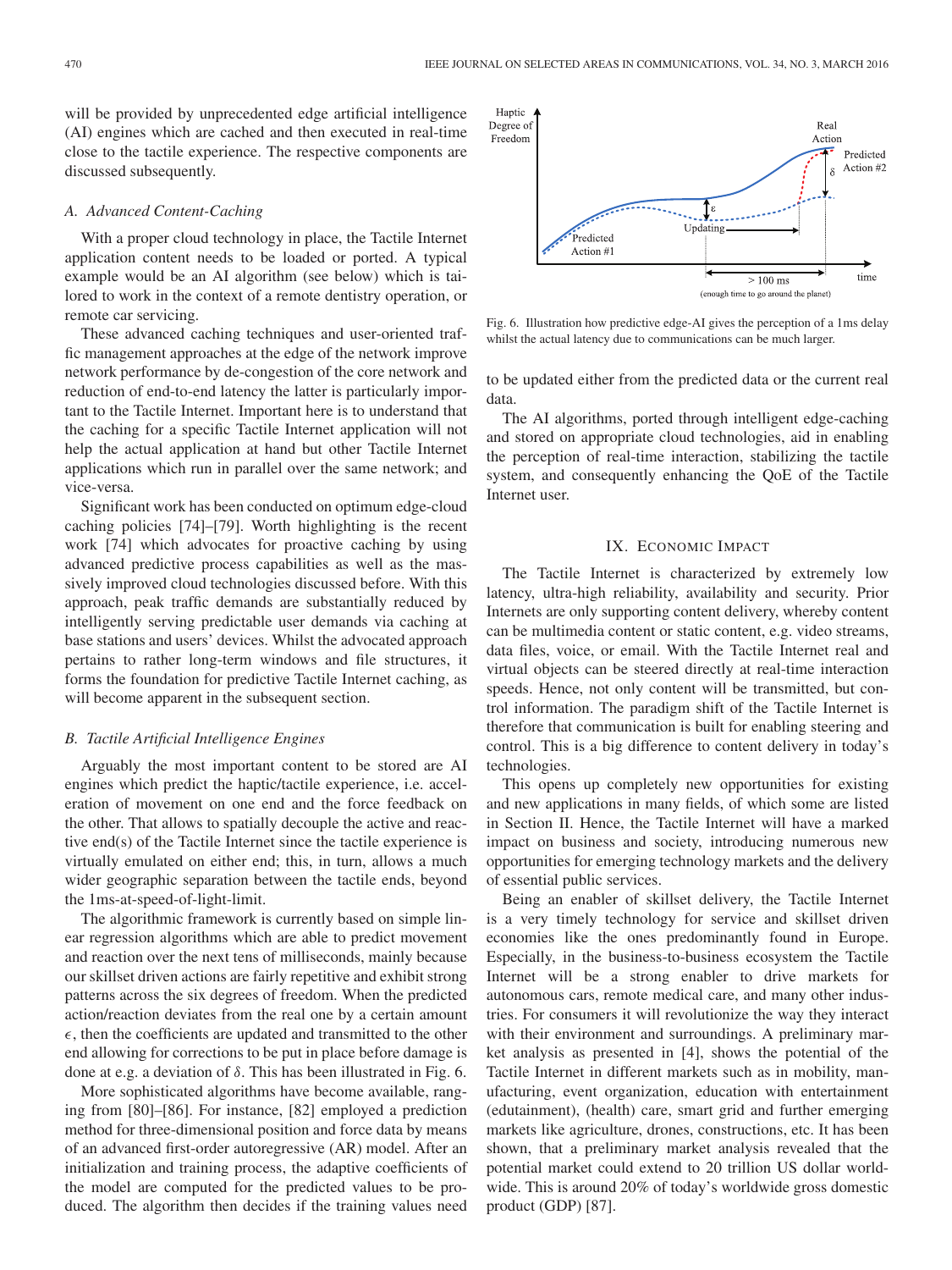will be provided by unprecedented edge artificial intelligence (AI) engines which are cached and then executed in real-time close to the tactile experience. The respective components are discussed subsequently.

### *A. Advanced Content-Caching*

With a proper cloud technology in place, the Tactile Internet application content needs to be loaded or ported. A typical example would be an AI algorithm (see below) which is tailored to work in the context of a remote dentistry operation, or remote car servicing.

These advanced caching techniques and user-oriented traffic management approaches at the edge of the network improve network performance by de-congestion of the core network and reduction of end-to-end latency the latter is particularly important to the Tactile Internet. Important here is to understand that the caching for a specific Tactile Internet application will not help the actual application at hand but other Tactile Internet applications which run in parallel over the same network; and vice-versa.

Significant work has been conducted on optimum edge-cloud caching policies [74]–[79]. Worth highlighting is the recent work [74] which advocates for proactive caching by using advanced predictive process capabilities as well as the massively improved cloud technologies discussed before. With this approach, peak traffic demands are substantially reduced by intelligently serving predictable user demands via caching at base stations and users' devices. Whilst the advocated approach pertains to rather long-term windows and file structures, it forms the foundation for predictive Tactile Internet caching, as will become apparent in the subsequent section.

### *B. Tactile Artificial Intelligence Engines*

Arguably the most important content to be stored are AI engines which predict the haptic/tactile experience, i.e. acceleration of movement on one end and the force feedback on the other. That allows to spatially decouple the active and reactive end(s) of the Tactile Internet since the tactile experience is virtually emulated on either end; this, in turn, allows a much wider geographic separation between the tactile ends, beyond the 1ms-at-speed-of-light-limit.

The algorithmic framework is currently based on simple linear regression algorithms which are able to predict movement and reaction over the next tens of milliseconds, mainly because our skillset driven actions are fairly repetitive and exhibit strong patterns across the six degrees of freedom. When the predicted action/reaction deviates from the real one by a certain amount $\epsilon$, then the coefficients are updated and transmitted to the other end allowing for corrections to be put in place before damage is done at e.g. a deviation of $\delta$. This has been illustrated in Fig. 6.

More sophisticated algorithms have become available, ranging from [80]–[86]. For instance, [82] employed a prediction method for three-dimensional position and force data by means of an advanced first-order autoregressive (AR) model. After an initialization and training process, the adaptive coefficients of the model are computed for the predicted values to be produced. The algorithm then decides if the training values need to be updated either from the predicted data or the current real data.

Haptic Degree of Freedom

Real Action

Predicted Action #2

δ

ε

Updating

Predicted Action #1

time

> 100 ms

(enough time to go around the planet)

Fig. 6. Illustration how predictive edge-AI gives the perception of a 1ms delay whilst the actual latency due to communications can be much larger.

The AI algorithms, ported through intelligent edge-caching and stored on appropriate cloud technologies, aid in enabling the perception of real-time interaction, stabilizing the tactile system, and consequently enhancing the QoE of the Tactile Internet user.

## IX. Economic Impact

The Tactile Internet is characterized by extremely low latency, ultra-high reliability, availability and security. Prior Internets are only supporting content delivery, whereby content can be multimedia content or static content, e.g. video streams, data files, voice, or email. With the Tactile Internet real and virtual objects can be steered directly at real-time interaction speeds. Hence, not only content will be transmitted, but control information. The paradigm shift of the Tactile Internet is therefore that communication is built for enabling steering and control. This is a big difference to content delivery in today's technologies.

This opens up completely new opportunities for existing and new applications in many fields, of which some are listed in Section II. Hence, the Tactile Internet will have a marked impact on business and society, introducing numerous new opportunities for emerging technology markets and the delivery of essential public services.

Being an enabler of skillset delivery, the Tactile Internet is a very timely technology for service and skillset driven economies like the ones predominantly found in Europe. Especially, in the business-to-business ecosystem the Tactile Internet will be a strong enabler to drive markets for autonomous cars, remote medical care, and many other industries. For consumers it will revolutionize the way they interact with their environment and surroundings. A preliminary market analysis as presented in [4], shows the potential of the Tactile Internet in different markets such as in mobility, manufacturing, event organization, education with entertainment (edutainment), (health) care, smart grid and further emerging markets like agriculture, drones, constructions, etc. It has been shown, that a preliminary market analysis revealed that the potential market could extend to 20 trillion US dollar worldwide. This is around 20% of today's worldwide gross domestic product (GDP) [87].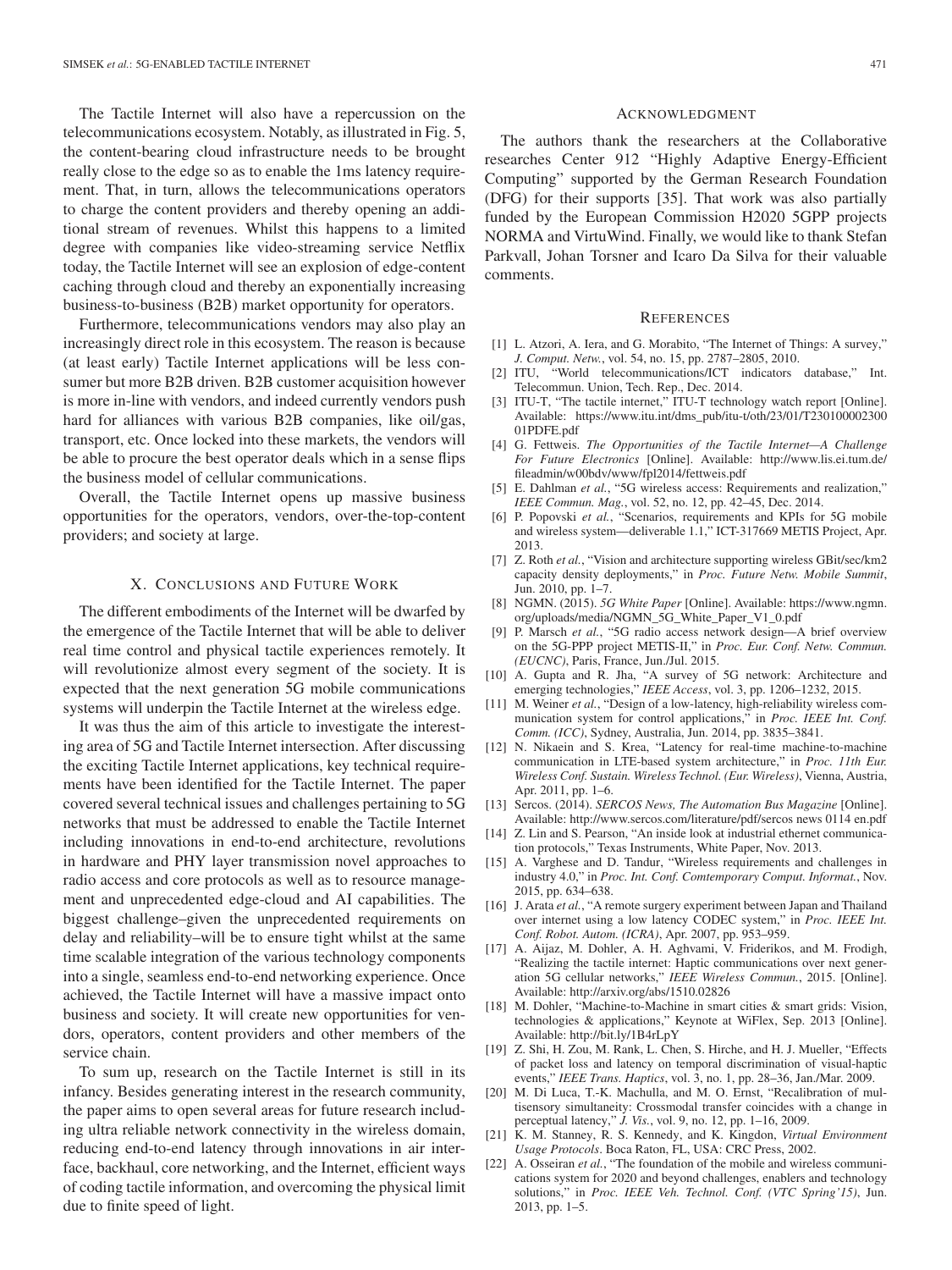The Tactile Internet will also have a repercussion on the telecommunications ecosystem. Notably, as illustrated in Fig. 5, the content-bearing cloud infrastructure needs to be brought really close to the edge so as to enable the 1ms latency requirement. That, in turn, allows the telecommunications operators to charge the content providers and thereby opening an additional stream of revenues. Whilst this happens to a limited degree with companies like video-streaming service Netflix today, the Tactile Internet will see an explosion of edge-content caching through cloud and thereby an exponentially increasing business-to-business (B2B) market opportunity for operators.

Furthermore, telecommunications vendors may also play an increasingly direct role in this ecosystem. The reason is because (at least early) Tactile Internet applications will be less consumer but more B2B driven. B2B customer acquisition however is more in-line with vendors, and indeed currently vendors push hard for alliances with various B2B companies, like oil/gas, transport, etc. Once locked into these markets, the vendors will be able to procure the best operator deals which in a sense flips the business model of cellular communications.

Overall, the Tactile Internet opens up massive business opportunities for the operators, vendors, over-the-top-content providers; and society at large.

## X. Conclusions and Future Work

The different embodiments of the Internet will be dwarfed by the emergence of the Tactile Internet that will be able to deliver real time control and physical tactile experiences remotely. It will revolutionize almost every segment of the society. It is expected that the next generation 5G mobile communications systems will underpin the Tactile Internet at the wireless edge.

It was thus the aim of this article to investigate the interesting area of 5G and Tactile Internet intersection. After discussing the exciting Tactile Internet applications, key technical requirements have been identified for the Tactile Internet. The paper covered several technical issues and challenges pertaining to 5G networks that must be addressed to enable the Tactile Internet including innovations in end-to-end architecture, revolutions in hardware and PHY layer transmission novel approaches to radio access and core protocols as well as to resource management and unprecedented edge-cloud and AI capabilities. The biggest challenge–given the unprecedented requirements on delay and reliability–will be to ensure tight whilst at the same time scalable integration of the various technology components into a single, seamless end-to-end networking experience. Once achieved, the Tactile Internet will have a massive impact onto business and society. It will create new opportunities for vendors, operators, content providers and other members of the service chain.

To sum up, research on the Tactile Internet is still in its infancy. Besides generating interest in the research community, the paper aims to open several areas for future research including ultra reliable network connectivity in the wireless domain, reducing end-to-end latency through innovations in air interface, backhaul, core networking, and the Internet, efficient ways of coding tactile information, and overcoming the physical limit due to finite speed of light.

## Acknowledgment

The authors thank the researchers at the Collaborative researches Center 912 "Highly Adaptive Energy-Efficient Computing" supported by the German Research Foundation (DFG) for their supports [35]. That work was also partially funded by the European Commission H2020 5GPP projects NORMA and VirtuWind. Finally, we would like to thank Stefan Parkvall, Johan Torsner and Icaro Da Silva for their valuable comments.

## References

[1] L. Atzori, A. Iera, and G. Morabito, "The Internet of Things: A survey," *J. Comput. Netw.*, vol. 54, no. 15, pp. 2787–2805, 2010.

[2] ITU, "World telecommunications/ICT indicators database," Int. Telecommun. Union, Tech. Rep., Dec. 2014.

[3] ITU-T, "The tactile internet," ITU-T technology watch report [Online]. Available: https://www.itu.int/dms_pub/itu-t/oth/23/01/T23010000230001PDFE.pdf

[4] G. Fettweis. *The Opportunities of the Tactile Internet—A Challenge For Future Electronics* [Online]. Available: http://www.lis.ei.tum.de/fileadmin/w00bdv/www/fpl2014/fettweis.pdf

[5] E. Dahlman *et al.*, "5G wireless access: Requirements and realization," *IEEE Commun. Mag.*, vol. 52, no. 12, pp. 42–45, Dec. 2014.

[6] P. Popovski *et al.*, "Scenarios, requirements and KPIs for 5G mobile and wireless system—deliverable 1.1," ICT-317669 METIS Project, Apr. 2013.

[7] Z. Roth *et al.*, "Vision and architecture supporting wireless GBit/sec/km2 capacity density deployments," in *Proc. Future Netw. Mobile Summit*, Jun. 2010, pp. 1–7.

[8] NGMN. (2015). *5G White Paper* [Online]. Available: https://www.ngmn.org/uploads/media/NGMN_5G_White_Paper_V1_0.pdf

[9] P. Marsch *et al.*, "5G radio access network design—A brief overview on the 5G-PPP project METIS-II," in *Proc. Eur. Conf. Netw. Commun. (EUCNC)*, Paris, France, Jun./Jul. 2015.

[10] A. Gupta and R. Jha, "A survey of 5G network: Architecture and emerging technologies," *IEEE Access*, vol. 3, pp. 1206–1232, 2015.

[11] M. Weiner *et al.*, "Design of a low-latency, high-reliability wireless communication system for control applications," in *Proc. IEEE Int. Conf. Comm. (ICC)*, Sydney, Australia, Jun. 2014, pp. 3835–3841.

[12] N. Nikaein and S. Krea, "Latency for real-time machine-to-machine communication in LTE-based system architecture," in *Proc. 11th Eur. Wireless Conf. Sustain. Wireless Technol. (Eur. Wireless)*, Vienna, Austria, Apr. 2011, pp. 1–6.

[13] Sercos. (2014). *SERCOS News, The Automation Bus Magazine* [Online]. Available: http://www.sercos.com/literature/pdf/sercos news 0114 en.pdf

[14] Z. Lin and S. Pearson, "An inside look at industrial ethernet communication protocols," Texas Instruments, White Paper, Nov. 2013.

[15] A. Varghese and D. Tandur, "Wireless requirements and challenges in industry 4.0," in *Proc. Int. Conf. Comtemporary Comput. Informat.*, Nov. 2015, pp. 634–638.

[16] J. Arata *et al.*, "A remote surgery experiment between Japan and Thailand over internet using a low latency CODEC system," in *Proc. IEEE Int. Conf. Robot. Autom. (ICRA)*, Apr. 2007, pp. 953–959.

[17] A. Aijaz, M. Dohler, A. H. Aghvami, V. Friderikos, and M. Frodigh, "Realizing the tactile internet: Haptic communications over next generation 5G cellular networks," *IEEE Wireless Commun.*, 2015. [Online]. Available: http://arxiv.org/abs/1510.02826

[18] M. Dohler, "Machine-to-Machine in smart cities & smart grids: Vision, technologies & applications," Keynote at WiFlex, Sep. 2013 [Online]. Available: http://bit.ly/1B4rLpY

[19] Z. Shi, H. Zou, M. Rank, L. Chen, S. Hirche, and H. J. Mueller, "Effects of packet loss and latency on temporal discrimination of visual-haptic events," *IEEE Trans. Haptics*, vol. 3, no. 1, pp. 28–36, Jan./Mar. 2009.

[20] M. Di Luca, T.-K. Machulla, and M. O. Ernst, "Recalibration of multisensory simultaneity: Crossmodal transfer coincides with a change in perceptual latency," *J. Vis.*, vol. 9, no. 12, pp. 1–16, 2009.

[21] K. M. Stanney, R. S. Kennedy, and K. Kingdon, *Virtual Environment Usage Protocols*. Boca Raton, FL, USA: CRC Press, 2002.

[22] A. Osseiran *et al.*, "The foundation of the mobile and wireless communications system for 2020 and beyond challenges, enablers and technology solutions," in *Proc. IEEE Veh. Technol. Conf. (VTC Spring'15)*, Jun. 2013, pp. 1–5.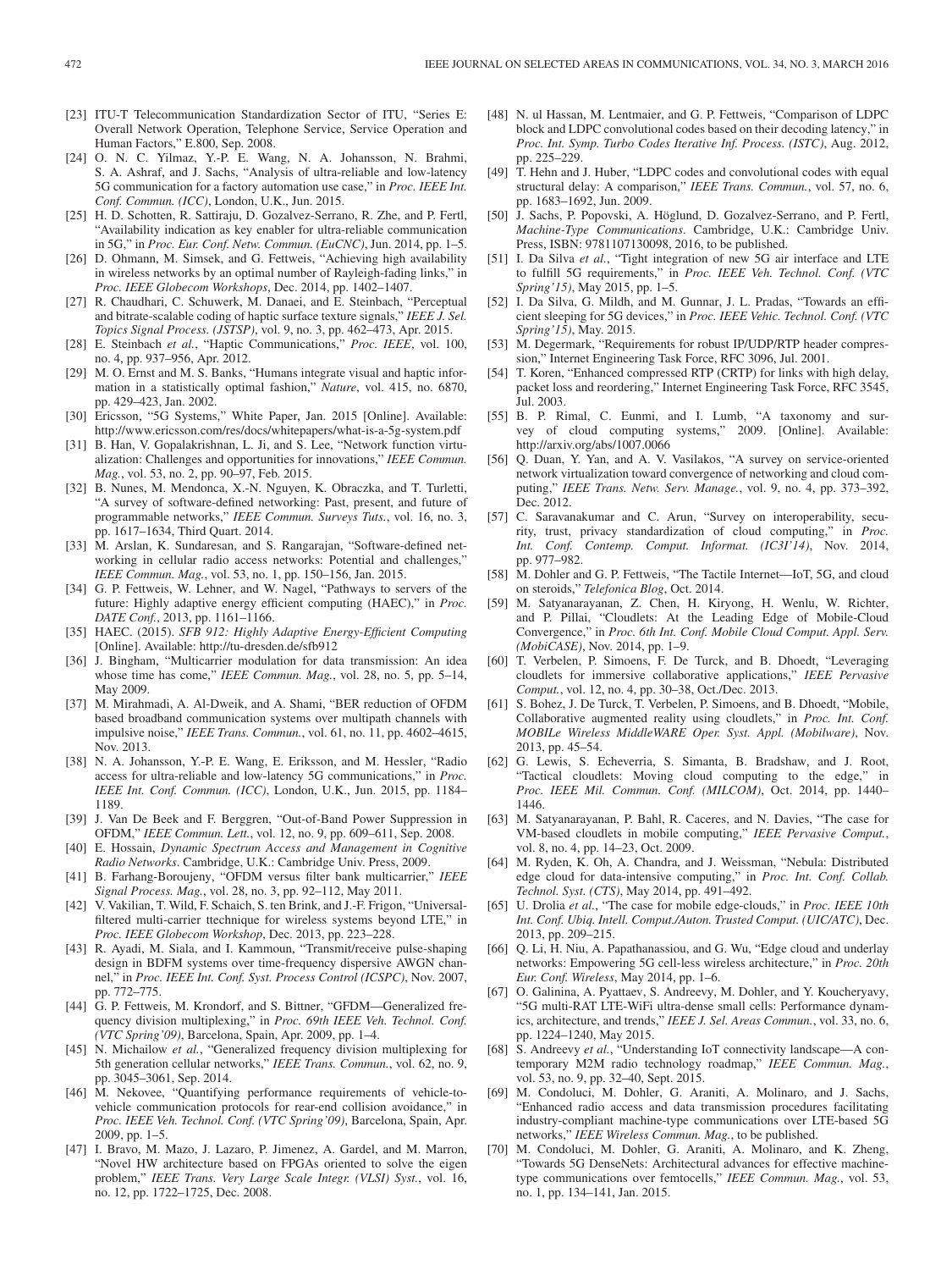[23] ITU-T Telecommunication Standardization Sector of ITU, "Series E: Overall Network Operation, Telephone Service, Service Operation and Human Factors," E.800, Sep. 2008.

[24] O. N. C. Yilmaz, Y.-P. E. Wang, N. A. Johansson, N. Brahmi, S. A. Ashraf, and J. Sachs, "Analysis of ultra-reliable and low-latency 5G communication for a factory automation use case," in *Proc. IEEE Int. Conf. Commun. (ICC)*, London, U.K., Jun. 2015.

[25] H. D. Schotten, R. Sattiraju, D. Gozalvez-Serrano, R. Zhe, and P. Fertl, "Availability indication as key enabler for ultra-reliable communication in 5G," in *Proc. Eur. Conf. Netw. Commun. (EuCNC)*, Jun. 2014, pp. 1–5.

[26] D. Ohmann, M. Simsek, and G. Fettweis, "Achieving high availability in wireless networks by an optimal number of Rayleigh-fading links," in *Proc. IEEE Globecom Workshops*, Dec. 2014, pp. 1402–1407.

[27] R. Chaudhari, C. Schuwerk, M. Danaei, and E. Steinbach, "Perceptual and bitrate-scalable coding of haptic surface texture signals," *IEEE J. Sel. Topics Signal Process. (JSTSP)*, vol. 9, no. 3, pp. 462–473, Apr. 2015.

[28] E. Steinbach *et al.*, "Haptic Communications," *Proc. IEEE*, vol. 100, no. 4, pp. 937–956, Apr. 2012.

[29] M. O. Ernst and M. S. Banks, "Humans integrate visual and haptic information in a statistically optimal fashion," *Nature*, vol. 415, no. 6870, pp. 429–423, Jan. 2002.

[30] Ericsson, "5G Systems," White Paper, Jan. 2015 [Online]. Available: http://www.ericsson.com/res/docs/whitepapers/what-is-a-5g-system.pdf

[31] B. Han, V. Gopalakrishnan, L. Ji, and S. Lee, "Network function virtualization: Challenges and opportunities for innovations," *IEEE Commun. Mag.*, vol. 53, no. 2, pp. 90–97, Feb. 2015.

[32] B. Nunes, M. Mendonca, X.-N. Nguyen, K. Obraczka, and T. Turletti, "A survey of software-defined networking: Past, present, and future of programmable networks," *IEEE Commun. Surveys Tuts.*, vol. 16, no. 3, pp. 1617–1634, Third Quart. 2014.

[33] M. Arslan, K. Sundaresan, and S. Rangarajan, "Software-defined networking in cellular radio access networks: Potential and challenges," *IEEE Commun. Mag.*, vol. 53, no. 1, pp. 150–156, Jan. 2015.

[34] G. P. Fettweis, W. Lehner, and W. Nagel, "Pathways to servers of the future: Highly adaptive energy efficient computing (HAEC)," in *Proc. DATE Conf.*, 2013, pp. 1161–1166.

[35] HAEC. (2015). *SFB 912: Highly Adaptive Energy-Efficient Computing* [Online]. Available: http://tu-dresden.de/sfb912

[36] J. Bingham, "Multicarrier modulation for data transmission: An idea whose time has come," *IEEE Commun. Mag.*, vol. 28, no. 5, pp. 5–14, May 2009.

[37] M. Mirahmadi, A. Al-Dweik, and A. Shami, "BER reduction of OFDM based broadband communication systems over multipath channels with impulsive noise," *IEEE Trans. Commun.*, vol. 61, no. 11, pp. 4602–4615, Nov. 2013.

[38] N. A. Johansson, Y.-P. E. Wang, E. Eriksson, and M. Hessler, "Radio access for ultra-reliable and low-latency 5G communications," in *Proc. IEEE Int. Conf. Commun. (ICC)*, London, U.K., Jun. 2015, pp. 1184–1189.

[39] J. Van De Beek and F. Berggren, "Out-of-Band Power Suppression in OFDM," *IEEE Commun. Lett.*, vol. 12, no. 9, pp. 609–611, Sep. 2008.

[40] E. Hossain, *Dynamic Spectrum Access and Management in Cognitive Radio Networks*. Cambridge, U.K.: Cambridge Univ. Press, 2009.

[41] B. Farhang-Boroujeny, "OFDM versus filter bank multicarrier," *IEEE Signal Process. Mag.*, vol. 28, no. 3, pp. 92–112, May 2011.

[42] V. Vakilian, T. Wild, F. Schaich, S. ten Brink, and J.-F. Frigon, "Universal-filtered multi-carrier ttechnique for wireless systems beyond LTE," in *Proc. IEEE Globecom Workshop*, Dec. 2013, pp. 223–228.

[43] R. Ayadi, M. Siala, and I. Kammoun, "Transmit/receive pulse-shaping design in BDFM systems over time-frequency dispersive AWGN channel," in *Proc. IEEE Int. Conf. Syst. Process Control (ICSPC)*, Nov. 2007, pp. 772–775.

[44] G. P. Fettweis, M. Krondorf, and S. Bittner, "GFDM—Generalized frequency division multiplexing," in *Proc. 69th IEEE Veh. Technol. Conf. (VTC Spring'09)*, Barcelona, Spain, Apr. 2009, pp. 1–4.

[45] N. Michailow *et al.*, "Generalized frequency division multiplexing for 5th generation cellular networks," *IEEE Trans. Commun.*, vol. 62, no. 9, pp. 3045–3061, Sep. 2014.

[46] M. Nekovee, "Quantifying performance requirements of vehicle-to-vehicle communication protocols for rear-end collision avoidance," in *Proc. IEEE Veh. Technol. Conf. (VTC Spring'09)*, Barcelona, Spain, Apr. 2009, pp. 1–5.

[47] I. Bravo, M. Mazo, J. Lazaro, P. Jimenez, A. Gardel, and M. Marron, "Novel HW architecture based on FPGAs oriented to solve the eigen problem," *IEEE Trans. Very Large Scale Integr. (VLSI) Syst.*, vol. 16, no. 12, pp. 1722–1725, Dec. 2008.

[48] N. ul Hassan, M. Lentmaier, and G. P. Fettweis, "Comparison of LDPC block and LDPC convolutional codes based on their decoding latency," in *Proc. Int. Symp. Turbo Codes Iterative Inf. Process. (ISTC)*, Aug. 2012, pp. 225–229.

[49] T. Hehn and J. Huber, "LDPC codes and convolutional codes with equal structural delay: A comparison," *IEEE Trans. Commun.*, vol. 57, no. 6, pp. 1683–1692, Jun. 2009.

[50] J. Sachs, P. Popovski, A. Höglund, D. Gozalvez-Serrano, and P. Fertl, *Machine-Type Communications*. Cambridge, U.K.: Cambridge Univ. Press, ISBN: 9781107130098, 2016, to be published.

[51] I. Da Silva *et al.*, "Tight integration of new 5G air interface and LTE to fulfill 5G requirements," in *Proc. IEEE Veh. Technol. Conf. (VTC Spring'15)*, May 2015, pp. 1–5.

[52] I. Da Silva, G. Mildh, and M. Gunnar, J. L. Pradas, "Towards an efficient sleeping for 5G devices," in *Proc. IEEE Vehic. Technol. Conf. (VTC Spring'15)*, May. 2015.

[53] M. Degermark, "Requirements for robust IP/UDP/RTP header compression," Internet Engineering Task Force, RFC 3096, Jul. 2001.

[54] T. Koren, "Enhanced compressed RTP (CRTP) for links with high delay, packet loss and reordering," Internet Engineering Task Force, RFC 3545, Jul. 2003.

[55] B. P. Rimal, C. Eunmi, and I. Lumb, "A taxonomy and survey of cloud computing systems," 2009. [Online]. Available: http://arxiv.org/abs/1007.0066

[56] Q. Duan, Y. Yan, and A. V. Vasilakos, "A survey on service-oriented network virtualization toward convergence of networking and cloud computing," *IEEE Trans. Netw. Serv. Manage.*, vol. 9, no. 4, pp. 373–392, Dec. 2012.

[57] C. Saravanakumar and C. Arun, "Survey on interoperability, security, trust, privacy standardization of cloud computing," in *Proc. Int. Conf. Contemp. Comput. Informat. (IC3I'14)*, Nov. 2014, pp. 977–982.

[58] M. Dohler and G. P. Fettweis, "The Tactile Internet—IoT, 5G, and cloud on steroids," *Telefonica Blog*, Oct. 2014.

[59] M. Satyanarayanan, Z. Chen, H. Kiryong, H. Wenlu, W. Richter, and P. Pillai, "Cloudlets: At the Leading Edge of Mobile-Cloud Convergence," in *Proc. 6th Int. Conf. Mobile Cloud Comput. Appl. Serv. (MobiCASE)*, Nov. 2014, pp. 1–9.

[60] T. Verbelen, P. Simoens, F. De Turck, and B. Dhoedt, "Leveraging cloudlets for immersive collaborative applications," *IEEE Pervasive Comput.*, vol. 12, no. 4, pp. 30–38, Oct./Dec. 2013.

[61] S. Bohez, J. De Turck, T. Verbelen, P. Simoens, and B. Dhoedt, "Mobile, Collaborative augmented reality using cloudlets," in *Proc. Int. Conf. MOBILe Wireless MiddleWARE Oper. Syst. Appl. (Mobilware)*, Nov. 2013, pp. 45–54.

[62] G. Lewis, S. Echeverria, S. Simanta, B. Bradshaw, and J. Root, "Tactical cloudlets: Moving cloud computing to the edge," in *Proc. IEEE Mil. Commun. Conf. (MILCOM)*, Oct. 2014, pp. 1440–1446.

[63] M. Satyanarayanan, P. Bahl, R. Caceres, and N. Davies, "The case for VM-based cloudlets in mobile computing," *IEEE Pervasive Comput.*, vol. 8, no. 4, pp. 14–23, Oct. 2009.

[64] M. Ryden, K. Oh, A. Chandra, and J. Weissman, "Nebula: Distributed edge cloud for data-intensive computing," in *Proc. Int. Conf. Collab. Technol. Syst. (CTS)*, May 2014, pp. 491–492.

[65] U. Drolia *et al.*, "The case for mobile edge-clouds," in *Proc. IEEE 10th Int. Conf. Ubiq. Intell. Comput./Auton. Trusted Comput. (UIC/ATC)*, Dec. 2013, pp. 209–215.

[66] Q. Li, H. Niu, A. Papathanassiou, and G. Wu, "Edge cloud and underlay networks: Empowering 5G cell-less wireless architecture," in *Proc. 20th Eur. Conf. Wireless*, May 2014, pp. 1–6.

[67] O. Galinina, A. Pyattaev, S. Andreevy, M. Dohler, and Y. Koucheryavy, "5G multi-RAT LTE-WiFi ultra-dense small cells: Performance dynamics, architecture, and trends," *IEEE J. Sel. Areas Commun.*, vol. 33, no. 6, pp. 1224–1240, May 2015.

[68] S. Andreevy *et al.*, "Understanding IoT connectivity landscape—A contemporary M2M radio technology roadmap," *IEEE Commun. Mag.*, vol. 53, no. 9, pp. 32–40, Sept. 2015.

[69] M. Condoluci, M. Dohler, G. Araniti, A. Molinaro, and J. Sachs, "Enhanced radio access and data transmission procedures facilitating industry-compliant machine-type communications over LTE-based 5G networks," *IEEE Wireless Commun. Mag.*, to be published.

[70] M. Condoluci, M. Dohler, G. Araniti, A. Molinaro, and K. Zheng, "Towards 5G DenseNets: Architectural advances for effective machine-type communications over femtocells," *IEEE Commun. Mag.*, vol. 53, no. 1, pp. 134–141, Jan. 2015.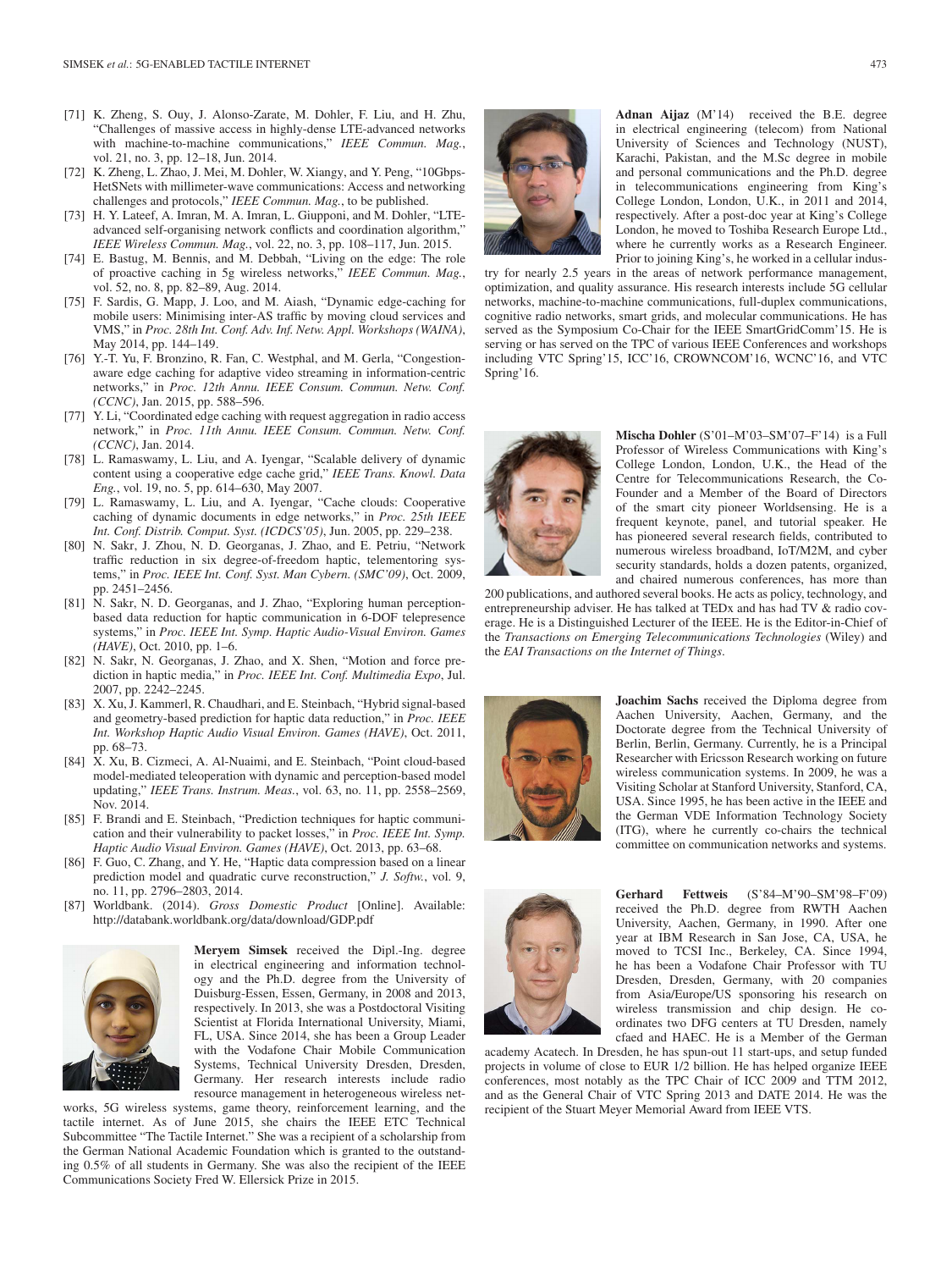[71] K. Zheng, S. Ouy, J. Alonso-Zarate, M. Dohler, F. Liu, and H. Zhu, "Challenges of massive access in highly-dense LTE-advanced networks with machine-to-machine communications," *IEEE Commun. Mag.*, vol. 21, no. 3, pp. 12–18, Jun. 2014.

[72] K. Zheng, L. Zhao, J. Mei, M. Dohler, W. Xiangy, and Y. Peng, "10Gbps-HetSNets with millimeter-wave communications: Access and networking challenges and protocols," *IEEE Commun. Mag.*, to be published.

[73] H. Y. Lateef, A. Imran, M. A. Imran, L. Giupponi, and M. Dohler, "LTE-advanced self-organising network conflicts and coordination algorithm," *IEEE Wireless Commun. Mag.*, vol. 22, no. 3, pp. 108–117, Jun. 2015.

[74] E. Bastug, M. Bennis, and M. Debbah, "Living on the edge: The role of proactive caching in 5g wireless networks," *IEEE Commun. Mag.*, vol. 52, no. 8, pp. 82–89, Aug. 2014.

[75] F. Sardis, G. Mapp, J. Loo, and M. Aiash, "Dynamic edge-caching for mobile users: Minimising inter-AS traffic by moving cloud services and VMS," in *Proc. 28th Int. Conf. Adv. Inf. Netw. Appl. Workshops (WAINA)*, May 2014, pp. 144–149.

[76] Y.-T. Yu, F. Bronzino, R. Fan, C. Westphal, and M. Gerla, "Congestion-aware edge caching for adaptive video streaming in information-centric networks," in *Proc. 12th Annu. IEEE Consum. Commun. Netw. Conf. (CCNC)*, Jan. 2015, pp. 588–596.

[77] Y. Li, "Coordinated edge caching with request aggregation in radio access network," in *Proc. 11th Annu. IEEE Consum. Commun. Netw. Conf. (CCNC)*, Jan. 2014.

[78] L. Ramaswamy, L. Liu, and A. Iyengar, "Scalable delivery of dynamic content using a cooperative edge cache grid," *IEEE Trans. Knowl. Data Eng.*, vol. 19, no. 5, pp. 614–630, May 2007.

[79] L. Ramaswamy, L. Liu, and A. Iyengar, "Cache clouds: Cooperative caching of dynamic documents in edge networks," in *Proc. 25th IEEE Int. Conf. Distrib. Comput. Syst. (ICDCS'05)*, Jun. 2005, pp. 229–238.

[80] N. Sakr, J. Zhou, N. D. Georganas, J. Zhao, and E. Petriu, "Network traffic reduction in six degree-of-freedom haptic, telementoring systems," in *Proc. IEEE Int. Conf. Syst. Man Cybern. (SMC'09)*, Oct. 2009, pp. 2451–2456.

[81] N. Sakr, N. D. Georganas, and J. Zhao, "Exploring human perception-based data reduction for haptic communication in 6-DOF telepresence systems," in *Proc. IEEE Int. Symp. Haptic Audio-Visual Environ. Games (HAVE)*, Oct. 2010, pp. 1–6.

[82] N. Sakr, N. Georganas, J. Zhao, and X. Shen, "Motion and force prediction in haptic media," in *Proc. IEEE Int. Conf. Multimedia Expo*, Jul. 2007, pp. 2242–2245.

[83] X. Xu, J. Kammerl, R. Chaudhari, and E. Steinbach, "Hybrid signal-based and geometry-based prediction for haptic data reduction," in *Proc. IEEE Int. Workshop Haptic Audio Visual Environ. Games (HAVE)*, Oct. 2011, pp. 68–73.

[84] X. Xu, B. Cizmeci, A. Al-Nuaimi, and E. Steinbach, "Point cloud-based model-mediated teleoperation with dynamic and perception-based model updating," *IEEE Trans. Instrum. Meas.*, vol. 63, no. 11, pp. 2558–2569, Nov. 2014.

[85] F. Brandi and E. Steinbach, "Prediction techniques for haptic communication and their vulnerability to packet losses," in *Proc. IEEE Int. Symp. Haptic Audio Visual Environ. Games (HAVE)*, Oct. 2013, pp. 63–68.

[86] F. Guo, C. Zhang, and Y. He, "Haptic data compression based on a linear prediction model and quadratic curve reconstruction," *J. Softw.*, vol. 9, no. 11, pp. 2796–2803, 2014.

[87] Worldbank. (2014). *Gross Domestic Product* [Online]. Available: http://databank.worldbank.org/data/download/GDP.pdf

**Meryem Simsek** received the Dipl.-Ing. degree in electrical engineering and information technology and the Ph.D. degree from the University of Duisburg-Essen, Essen, Germany, in 2008 and 2013, respectively. In 2013, she was a Postdoctoral Visiting Scientist at Florida International University, Miami, FL, USA. Since 2014, she has been a Group Leader with the Vodafone Chair Mobile Communication Systems, Technical University Dresden, Dresden, Germany. Her research interests include radio resource management in heterogeneous wireless networks, 5G wireless systems, game theory, reinforcement learning, and the tactile internet. As of June 2015, she chairs the IEEE ETC Technical Subcommittee "The Tactile Internet." She was a recipient of a scholarship from the German National Academic Foundation which is granted to the outstanding 0.5% of all students in Germany. She was also the recipient of the IEEE Communications Society Fred W. Ellersick Prize in 2015.

**Adnan Aijaz** (M'14) received the B.E. degree in electrical engineering (telecom) from National University of Sciences and Technology (NUST), Karachi, Pakistan, and the M.Sc degree in mobile and personal communications and the Ph.D. degree in telecommunications engineering from King's College London, London, U.K., in 2011 and 2014, respectively. After a post-doc year at King's College London, he moved to Toshiba Research Europe Ltd., where he currently works as a Research Engineer. Prior to joining King's, he worked in a cellular industry for nearly 2.5 years in the areas of network performance management, optimization, and quality assurance. His research interests include 5G cellular networks, machine-to-machine communications, full-duplex communications, cognitive radio networks, smart grids, and molecular communications. He has served as the Symposium Co-Chair for the IEEE SmartGridComm'15. He is serving or has served on the TPC of various IEEE Conferences and workshops including VTC Spring'15, ICC'16, CROWNCOM'16, WCNC'16, and VTC Spring'16.

**Mischa Dohler** (S'01–M'03–SM'07–F'14) is a Full Professor of Wireless Communications with King's College London, London, U.K., the Head of the Centre for Telecommunications Research, the Co-Founder and a Member of the Board of Directors of the smart city pioneer Worldsensing. He is a frequent keynote, panel, and tutorial speaker. He has pioneered several research fields, contributed to numerous wireless broadband, IoT/M2M, and cyber security standards, holds a dozen patents, organized, and chaired numerous conferences, has more than 200 publications, and authored several books. He acts as policy, technology, and entrepreneurship adviser. He has talked at TEDx and has had TV & radio coverage. He is a Distinguished Lecturer of the IEEE. He is the Editor-in-Chief of the *Transactions on Emerging Telecommunications Technologies* (Wiley) and the *EAI Transactions on the Internet of Things*.

**Joachim Sachs** received the Diploma degree from Aachen University, Aachen, Germany, and the Doctorate degree from the Technical University of Berlin, Berlin, Germany. Currently, he is a Principal Researcher with Ericsson Research working on future wireless communication systems. In 2009, he was a Visiting Scholar at Stanford University, Stanford, CA, USA. Since 1995, he has been active in the IEEE and the German VDE Information Technology Society (ITG), where he currently co-chairs the technical committee on communication networks and systems.

**Gerhard Fettweis** (S'84–M'90–SM'98–F'09) received the Ph.D. degree from RWTH Aachen University, Aachen, Germany, in 1990. After one year at IBM Research in San Jose, CA, USA, he moved to TCSI Inc., Berkeley, CA. Since 1994, he has been a Vodafone Chair Professor with TU Dresden, Dresden, Germany, with 20 companies from Asia/Europe/US sponsoring his research on wireless transmission and chip design. He coordinates two DFG centers at TU Dresden, namely cfaed and HAEC. He is a Member of the German academy Acatech. In Dresden, he has spun-out 11 start-ups, and setup funded projects in volume of close to EUR 1/2 billion. He has helped organize IEEE conferences, most notably as the TPC Chair of ICC 2009 and TTM 2012, and as the General Chair of VTC Spring 2013 and DATE 2014. He was the recipient of the Stuart Meyer Memorial Award from IEEE VTS.